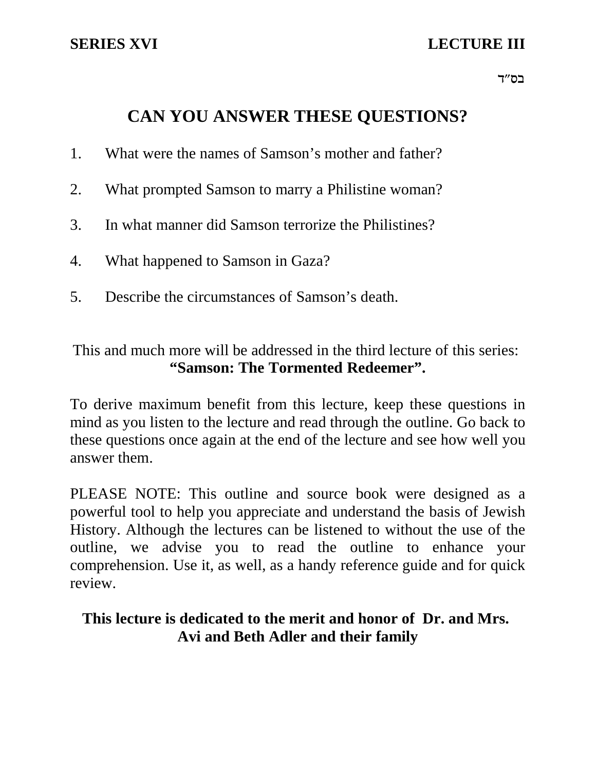**SERIES XVI** **LECTURE III**

בס״ד

# CAN YOU ANSWER THESE QUESTIONS?

1. What were the names of Samson's mother and father?
2. What prompted Samson to marry a Philistine woman?
3. In what manner did Samson terrorize the Philistines?
4. What happened to Samson in Gaza?
5. Describe the circumstances of Samson's death.

This and much more will be addressed in the third lecture of this series: **"Samson: The Tormented Redeemer".**

To derive maximum benefit from this lecture, keep these questions in mind as you listen to the lecture and read through the outline. Go back to these questions once again at the end of the lecture and see how well you answer them.

PLEASE NOTE: This outline and source book were designed as a powerful tool to help you appreciate and understand the basis of Jewish History. Although the lectures can be listened to without the use of the outline, we advise you to read the outline to enhance your comprehension. Use it, as well, as a handy reference guide and for quick review.

**This lecture is dedicated to the merit and honor of Dr. and Mrs. Avi and Beth Adler and their family**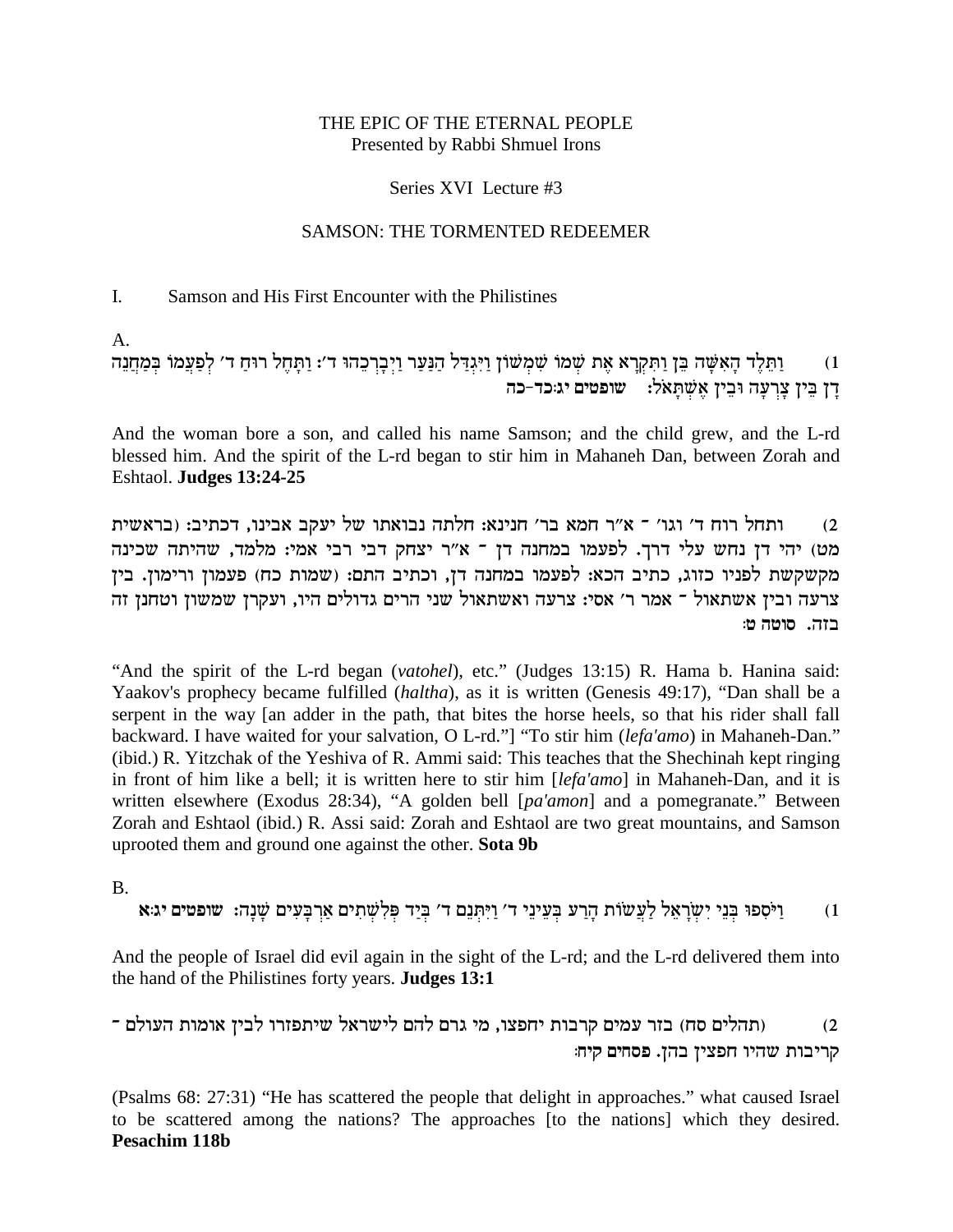THE EPIC OF THE ETERNAL PEOPLE
Presented by Rabbi Shmuel Irons

Series XVI Lecture #3

SAMSON: THE TORMENTED REDEEMER

I. Samson and His First Encounter with the Philistines

A.

1) וַתֵּלֶד הָאִשָּׁה בֵּן וַתִּקְרָא אֶת שְׁמוֹ שִׁמְשׁוֹן וַיִּגְדַּל הַנַּעַר וַיְבָרְכֵהוּ ד׳: וַתָּחֶל רוּחַ ד׳ לְפַעֲמוֹ בְּמַחֲנֵה דָן בֵּין צָרְעָה וּבֵין אֶשְׁתָּאֹל: **שופטים יג:כד-כה**

And the woman bore a son, and called his name Samson; and the child grew, and the L-rd blessed him. And the spirit of the L-rd began to stir him in Mahaneh Dan, between Zorah and Eshtaol. **Judges 13:24-25**

2) ותחל רוח ד׳ וגו׳ - א״ר חמא בר׳ חנינא: חלתה נבואתו של יעקב אבינו, דכתיב: (בראשית מט) יהי דן נחש עלי דרך. לפעמו במחנה דן - א״ר יצחק דבי רבי אמי: מלמד, שהיתה שכינה מקשקשת לפניו כזוג, כתיב הכא: לפעמו במחנה דן, וכתיב התם: (שמות כח) פעמון ורימון. בין צרעה ובין אשתאול - אמר ר׳ אסי: צרעה ואשתאול שני הרים גדולים היו, ועקרן שמשון וטחנן זה בזה. **סוטה ט:**

"And the spirit of the L-rd began (*vatohel*), etc." (Judges 13:15) R. Hama b. Hanina said: Yaakov's prophecy became fulfilled (*haltha*), as it is written (Genesis 49:17), "Dan shall be a serpent in the way [an adder in the path, that bites the horse heels, so that his rider shall fall backward. I have waited for your salvation, O L-rd."] "To stir him (*lefa'amo*) in Mahaneh-Dan." (ibid.) R. Yitzchak of the Yeshiva of R. Ammi said: This teaches that the Shechinah kept ringing in front of him like a bell; it is written here to stir him [*lefa'amo*] in Mahaneh-Dan, and it is written elsewhere (Exodus 28:34), "A golden bell [*pa'amon*] and a pomegranate." Between Zorah and Eshtaol (ibid.) R. Assi said: Zorah and Eshtaol are two great mountains, and Samson uprooted them and ground one against the other. **Sota 9b**

B.

1) וַיֹּסִפוּ בְּנֵי יִשְׂרָאֵל לַעֲשׂוֹת הָרַע בְּעֵינֵי ד׳ וַיִּתְּנֵם ד׳ בְּיַד פְּלִשְׁתִּים אַרְבָּעִים שָׁנָה: **שופטים יג:א**

And the people of Israel did evil again in the sight of the L-rd; and the L-rd delivered them into the hand of the Philistines forty years. **Judges 13:1**

2) (תהלים סח) בזר עמים קרבות יחפצו, מי גרם להם לישראל שיתפזרו לבין אומות העולם - קריבות שהיו חפצין בהן. **פסחים קיח:**

(Psalms 68: 27:31) "He has scattered the people that delight in approaches." what caused Israel to be scattered among the nations? The approaches [to the nations] which they desired. **Pesachim 118b**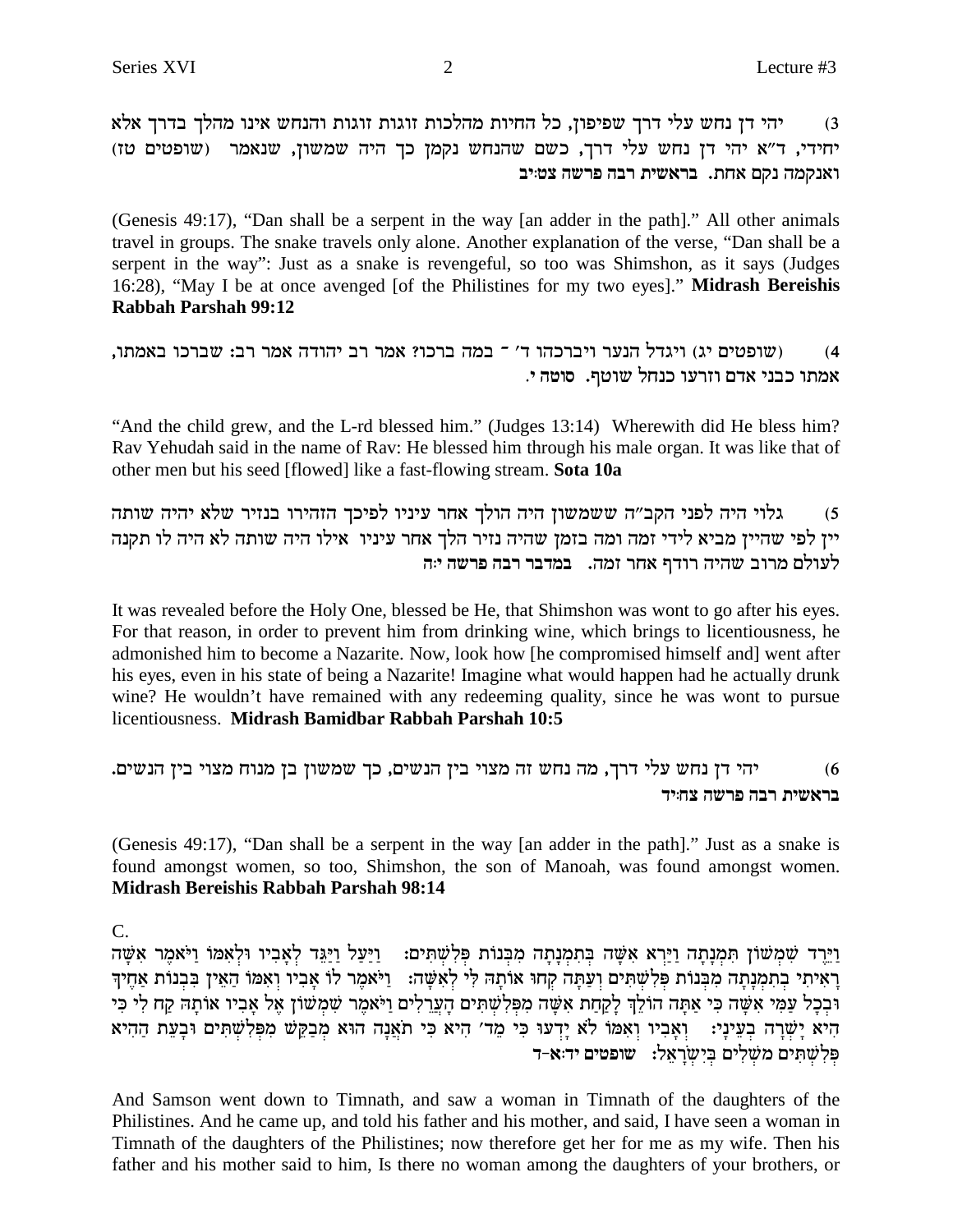3) יהי דן נחש עלי דרך שפיפון, כל החיות מהלכות זוגות זוגות והנחש אינו מהלך בדרך אלא יחידי, ד"א יהי דן נחש עלי דרך, כשם שהנחש נקמן כך היה שמשון, שנאמר (שופטים טז) ואנקמה נקם אחת. **בראשית רבה פרשה צט:יב**

(Genesis 49:17), "Dan shall be a serpent in the way [an adder in the path]." All other animals travel in groups. The snake travels only alone. Another explanation of the verse, "Dan shall be a serpent in the way": Just as a snake is revengeful, so too was Shimshon, as it says (Judges 16:28), "May I be at once avenged [of the Philistines for my two eyes]." **Midrash Bereishis Rabbah Parshah 99:12**

4) (שופטים יג) ויגדל הנער ויברכהו ד' – במה ברכו? אמר רב יהודה אמר רב: שברכו באמתו, אמתו כבני אדם וזרעו כנחל שוטף. **סוטה י.**

"And the child grew, and the L-rd blessed him." (Judges 13:14) Wherewith did He bless him? Rav Yehudah said in the name of Rav: He blessed him through his male organ. It was like that of other men but his seed [flowed] like a fast-flowing stream. **Sota 10a**

5) גלוי היה לפני הקב"ה ששמשון היה הולך אחר עיניו לפיכך הזהירו בנזיר שלא יהיה שותה יין לפי שהיין מביא לידי זמה ומה בזמן שהיה נזיר הלך אחר עיניו אילו היה שותה לא היה לו תקנה לעולם מרוב שהיה רודף אחר זמה. **במדבר רבה פרשה י:ה**

It was revealed before the Holy One, blessed be He, that Shimshon was wont to go after his eyes. For that reason, in order to prevent him from drinking wine, which brings to licentiousness, he admonished him to become a Nazarite. Now, look how [he compromised himself and] went after his eyes, even in his state of being a Nazarite! Imagine what would happen had he actually drunk wine? He wouldn't have remained with any redeeming quality, since he was wont to pursue licentiousness. **Midrash Bamidbar Rabbah Parshah 10:5**

6) יהי דן נחש עלי דרך, מה נחש זה מצוי בין הנשים, כך שמשון בן מנוח מצוי בין הנשים. **בראשית רבה פרשה צח:יד**

(Genesis 49:17), "Dan shall be a serpent in the way [an adder in the path]." Just as a snake is found amongst women, so too, Shimshon, the son of Manoah, was found amongst women. **Midrash Bereishis Rabbah Parshah 98:14**

C.

וַיֵּרֶד שִׁמְשׁוֹן תִּמְנָתָה וַיַּרְא אִשָּׁה בְּתִמְנָתָה מִבְּנוֹת פְּלִשְׁתִּים: וַיַּעַל וַיַּגֵּד לְאָבִיו וּלְאִמּוֹ וַיֹּאמֶר אִשָּׁה רָאִיתִי בְתִמְנָתָה מִבְּנוֹת פְּלִשְׁתִּים וְעַתָּה קְחוּ אוֹתָהּ לִי לְאִשָּׁה: וַיֹּאמֶר לוֹ אָבִיו וְאִמּוֹ הַאֵין בִּבְנוֹת אַחֶיךָ וּבְכָל עַמִּי אִשָּׁה כִּי אַתָּה הוֹלֵךְ לָקַחַת אִשָּׁה מִפְּלִשְׁתִּים הָעֲרֵלִים וַיֹּאמֶר שִׁמְשׁוֹן אֶל אָבִיו אוֹתָהּ קַח לִי כִּי הִיא יָשְׁרָה בְעֵינָי: וְאָבִיו וְאִמּוֹ לֹא יָדְעוּ כִּי מֵד' הִיא כִּי תֹאֲנָה הוּא מְבַקֵּשׁ מִפְּלִשְׁתִּים וּבָעֵת הַהִיא פְּלִשְׁתִּים מֹשְׁלִים בְּיִשְׂרָאֵל: **שופטים יד:א-ד**

And Samson went down to Timnath, and saw a woman in Timnath of the daughters of the Philistines. And he came up, and told his father and his mother, and said, I have seen a woman in Timnath of the daughters of the Philistines; now therefore get her for me as my wife. Then his father and his mother said to him, Is there no woman among the daughters of your brothers, or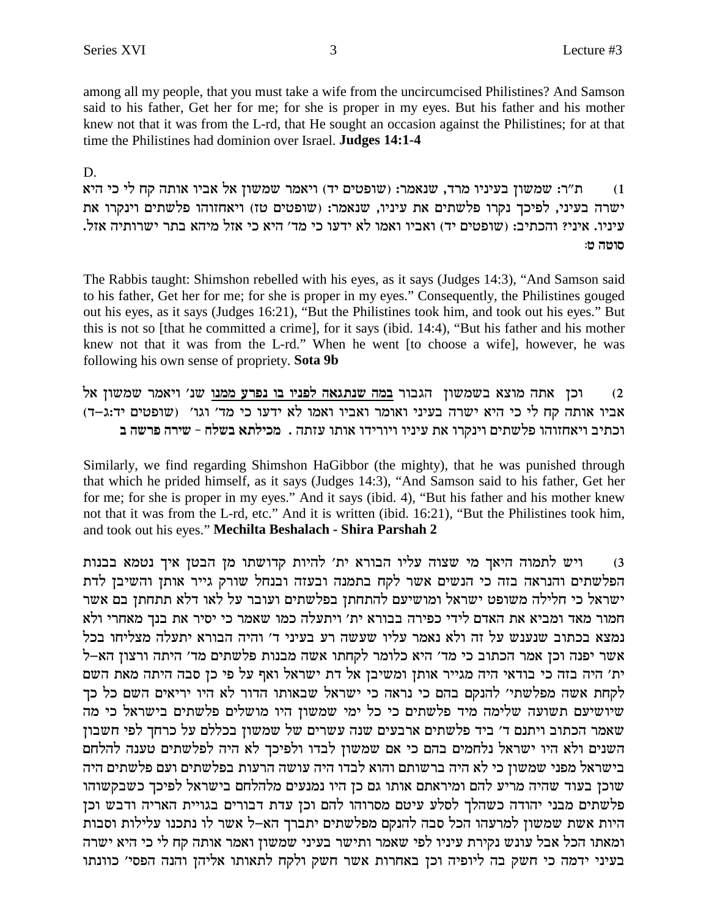among all my people, that you must take a wife from the uncircumcised Philistines? And Samson said to his father, Get her for me; for she is proper in my eyes. But his father and his mother knew not that it was from the L-rd, that He sought an occasion against the Philistines; for at that time the Philistines had dominion over Israel. **Judges 14:1-4**

D.

1) ת"ר: שמשון בעיניו מרד, שנאמר: (שופטים יד) ויאמר שמשון אל אביו אותה קח לי כי היא ישרה בעיני, לפיכך נקרו פלשתים את עיניו, שנאמר: (שופטים טז) ויאחזוהו פלשתים וינקרו את עיניו. איני? והכתיב: (שופטים יד) ואביו ואמו לא ידעו כי מד' היא כי אזל מיהא בתר ישרותיה אזל. **סוטה ט:**

The Rabbis taught: Shimshon rebelled with his eyes, as it says (Judges 14:3), "And Samson said to his father, Get her for me; for she is proper in my eyes." Consequently, the Philistines gouged out his eyes, as it says (Judges 16:21), "But the Philistines took him, and took out his eyes." But this is not so [that he committed a crime], for it says (ibid. 14:4), "But his father and his mother knew not that it was from the L-rd." When he went [to choose a wife], however, he was following his own sense of propriety. **Sota 9b**

2) וכן אתה מוצא בשמשון הגבור <u>במה שנתגאה לפניו בו נפרע ממנו</u> שנ' ויאמר שמשון אל אביו אותה קח לי כי היא ישרה בעיני ואומר ואביו ואמו לא ידעו כי מד' וגו' (שופטים יד:ג-ד) וכתיב ויאחזוהו פלשתים וינקרו את עיניו ויורידו אותו עזתה. **מכילתא בשלח - שירה פרשה ב**

Similarly, we find regarding Shimshon HaGibbor (the mighty), that he was punished through that which he prided himself, as it says (Judges 14:3), "And Samson said to his father, Get her for me; for she is proper in my eyes." And it says (ibid. 4), "But his father and his mother knew not that it was from the L-rd, etc." And it is written (ibid. 16:21), "But the Philistines took him, and took out his eyes." **Mechilta Beshalach - Shira Parshah 2**

3) ויש לתמוה היאך מי שצוה עליו הבורא ית' להיות קדושתו מן הבטן איך נטמא בבנות הפלשתים והנראה בזה כי הנשים אשר לקח בתמנה ובעזה ובנחל שורק גייר אותן והשיבן לדת ישראל כי חלילה משופט ישראל ומושיעם להתחתן בפלשתים ועובר על לאו דלא תתחתן בם אשר חמור מאד ומביא את האדם לידי כפירה בבורא ית' ויתעלה כמו שאמר כי יסיר את בנך מאחרי ולא נמצא בכתוב שנענש על זה ולא נאמר עליו שעשה רע בעיני ד' והיה הבורא יתעלה מצליחו בכל אשר יפנה וכן אמר הכתוב כי מד' היא כלומר לקחתו אשה מבנות פלשתים מד' היתה ורצון הא-ל ית' היה בזה כי בודאי היה מגייר אותן ומשיבן אל דת ישראל ואף על פי כן סבה היתה מאת השם לקחת אשה מפלשתי' להנקם בהם כי נראה כי ישראל שבאותו הדור לא היו יריאים השם כל כך שיושיעם תשועה שלימה מיד פלשתים כי כל ימי שמשון היו מושלים פלשתים בישראל כי מה שאמר הכתוב ויתנם ד' ביד פלשתים ארבעים שנה עשרים של שמשון בכללם על כרחך לפי חשבון השנים ולא היו ישראל נלחמים בהם כי אם שמשון לבדו ולפיכך לא היה לפלשתים טענה להלחם בישראל מפני שמשון כי לא היה ברשותם והוא לבדו היה עושה הרעות בפלשתים ועם פלשתים היה שוכן בעוד שהיה מריע להם ומיראתם אותו גם כן היו נמנעים מלהלחם בישראל לפיכך כשבקשוהו פלשתים מבני יהודה כשהלך לסלע עיטם מסרוהו להם וכן עדת דבורים בגויית האריה ודבש וכן היות אשת שמשון למרעהו הכל סבה להנקם מפלשתים יתברך הא-ל אשר לו נתכנו עלילות וסבות ומאתו הכל אבל עונש נקירת עיניו לפי שאמר ותישר בעיני שמשון ואמר אותה קח לי כי היא ישרה בעיני ידמה כי חשק בה ליופיה וכן באחרות אשר חשק ולקח לתאותו אליהן והנה הפסו' כוונתו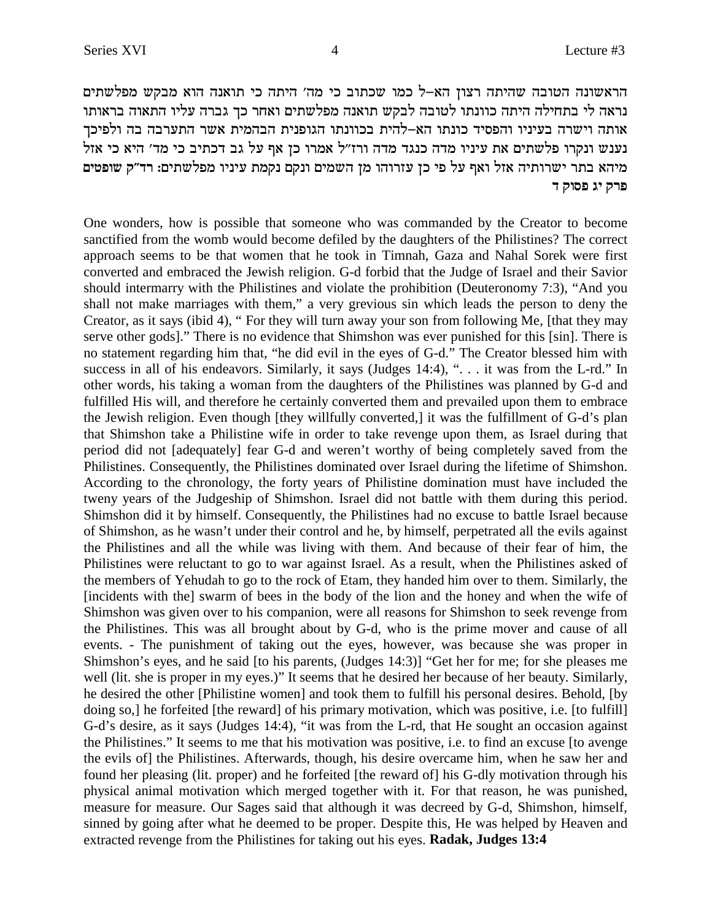הראשונה הטובה שהיתה רצון הא–ל כמו שכתוב כי מה׳ היתה כי תואנה הוא מבקש מפלשתים נראה לי בתחילה היתה כוונתו לטובה לבקש תואנה מפלשתים ואחר כך גברה עליו התאוה בראותו אותה וישרה בעיניו והפסיד כונתו הא–להית בכוונתו הגופנית הבהמית אשר התערבה בה ולפיכך נענש ונקרו פלשתים את עיניו מדה כנגד מדה ורז״ל אמרו כן אף על גב דכתיב כי מד׳ היא כי אזל מיהא בתר ישרותיה אזל ואף על פי כן עזרוהו מן השמים ונקם נקמת עיניו מפלשתים: **רד״ק שופטים פרק יג פסוק ד**

One wonders, how is possible that someone who was commanded by the Creator to become sanctified from the womb would become defiled by the daughters of the Philistines? The correct approach seems to be that women that he took in Timnah, Gaza and Nahal Sorek were first converted and embraced the Jewish religion. G-d forbid that the Judge of Israel and their Savior should intermarry with the Philistines and violate the prohibition (Deuteronomy 7:3), "And you shall not make marriages with them," a very grevious sin which leads the person to deny the Creator, as it says (ibid 4), " For they will turn away your son from following Me, [that they may serve other gods]." There is no evidence that Shimshon was ever punished for this [sin]. There is no statement regarding him that, "he did evil in the eyes of G-d." The Creator blessed him with success in all of his endeavors. Similarly, it says (Judges 14:4), ". . . it was from the L-rd." In other words, his taking a woman from the daughters of the Philistines was planned by G-d and fulfilled His will, and therefore he certainly converted them and prevailed upon them to embrace the Jewish religion. Even though [they willfully converted,] it was the fulfillment of G-d's plan that Shimshon take a Philistine wife in order to take revenge upon them, as Israel during that period did not [adequately] fear G-d and weren't worthy of being completely saved from the Philistines. Consequently, the Philistines dominated over Israel during the lifetime of Shimshon. According to the chronology, the forty years of Philistine domination must have included the tweny years of the Judgeship of Shimshon. Israel did not battle with them during this period. Shimshon did it by himself. Consequently, the Philistines had no excuse to battle Israel because of Shimshon, as he wasn't under their control and he, by himself, perpetrated all the evils against the Philistines and all the while was living with them. And because of their fear of him, the Philistines were reluctant to go to war against Israel. As a result, when the Philistines asked of the members of Yehudah to go to the rock of Etam, they handed him over to them. Similarly, the [incidents with the] swarm of bees in the body of the lion and the honey and when the wife of Shimshon was given over to his companion, were all reasons for Shimshon to seek revenge from the Philistines. This was all brought about by G-d, who is the prime mover and cause of all events. - The punishment of taking out the eyes, however, was because she was proper in Shimshon's eyes, and he said [to his parents, (Judges 14:3)] "Get her for me; for she pleases me well (lit. she is proper in my eyes.)" It seems that he desired her because of her beauty. Similarly, he desired the other [Philistine women] and took them to fulfill his personal desires. Behold, [by doing so,] he forfeited [the reward] of his primary motivation, which was positive, i.e. [to fulfill] G-d's desire, as it says (Judges 14:4), "it was from the L-rd, that He sought an occasion against the Philistines." It seems to me that his motivation was positive, i.e. to find an excuse [to avenge the evils of] the Philistines. Afterwards, though, his desire overcame him, when he saw her and found her pleasing (lit. proper) and he forfeited [the reward of] his G-dly motivation through his physical animal motivation which merged together with it. For that reason, he was punished, measure for measure. Our Sages said that although it was decreed by G-d, Shimshon, himself, sinned by going after what he deemed to be proper. Despite this, He was helped by Heaven and extracted revenge from the Philistines for taking out his eyes. **Radak, Judges 13:4**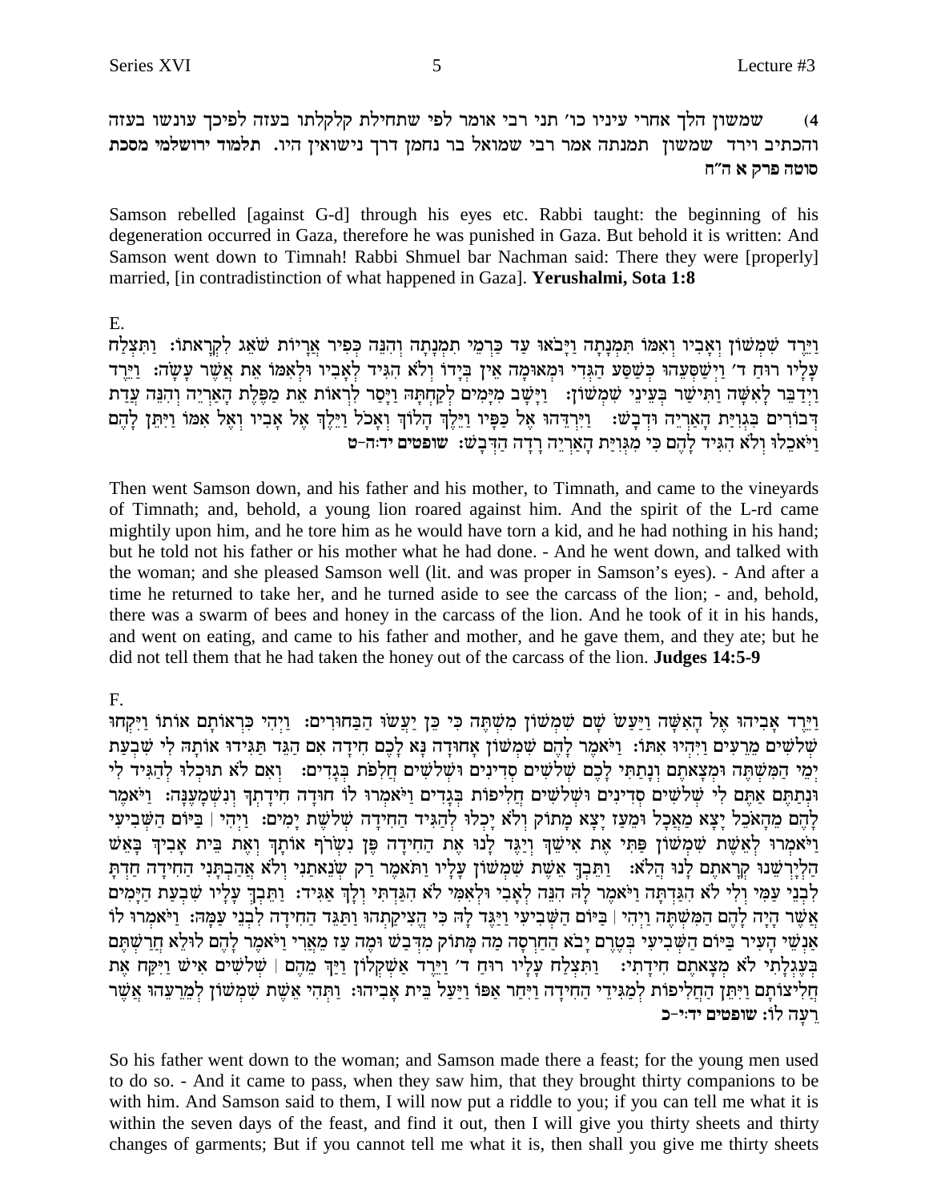4) שמשון הלך אחרי עיניו כו' תני רבי אומר לפי שתחילת קלקלתו בעזה לפיכך עונשו בעזה והכתיב וירד שמשון תמנתה אמר רבי שמואל בר נחמן דרך נישואין היו. **תלמוד ירושלמי מסכת סוטה פרק א ה"ח**

Samson rebelled [against G-d] through his eyes etc. Rabbi taught: the beginning of his degeneration occurred in Gaza, therefore he was punished in Gaza. But behold it is written: And Samson went down to Timnah! Rabbi Shmuel bar Nachman said: There they were [properly] married, [in contradistinction of what happened in Gaza]. **Yerushalmi, Sota 1:8**

E.

וַיֵּרֶד שִׁמְשׁוֹן וְאָבִיו וְאִמּוֹ תִּמְנָתָה וַיָּבֹאוּ עַד כַּרְמֵי תִמְנָתָה וְהִנֵּה כְּפִיר אֲרָיוֹת שֹׁאֵג לִקְרָאתוֹ: וַתִּצְלַח עָלָיו רוּחַ ד' וַיְשַׁסְּעֵהוּ כְּשַׁסַּע הַגְּדִי וּמְאוּמָה אֵין בְּיָדוֹ וְלֹא הִגִּיד לְאָבִיו וּלְאִמּוֹ אֵת אֲשֶׁר עָשָׂה: וַיֵּרֶד וַיְדַבֵּר לָאִשָּׁה וַתִּישַׁר בְּעֵינֵי שִׁמְשׁוֹן: וַיָּשָׁב מִיָּמִים לְקַחְתָּהּ וַיָּסַר לִרְאוֹת אֵת מַפֶּלֶת הָאַרְיֵה וְהִנֵּה עֲדַת דְּבוֹרִים בִּגְוִיַּת הָאַרְיֵה וּדְבָשׁ: וַיִּרְדֵּהוּ אֶל כַּפָּיו וַיֵּלֶךְ הָלוֹךְ וְאָכֹל וַיֵּלֶךְ אֶל אָבִיו וְאֶל אִמּוֹ וַיִּתֵּן לָהֶם וַיֹּאכֵלוּ וְלֹא הִגִּיד לָהֶם כִּי מִגְּוִיַּת הָאַרְיֵה רָדָה הַדְּבָשׁ: **שופטים יד:ה-ט**

Then went Samson down, and his father and his mother, to Timnath, and came to the vineyards of Timnath; and, behold, a young lion roared against him. And the spirit of the L-rd came mightily upon him, and he tore him as he would have torn a kid, and he had nothing in his hand; but he told not his father or his mother what he had done. - And he went down, and talked with the woman; and she pleased Samson well (lit. and was proper in Samson's eyes). - And after a time he returned to take her, and he turned aside to see the carcass of the lion; - and, behold, there was a swarm of bees and honey in the carcass of the lion. And he took of it in his hands, and went on eating, and came to his father and mother, and he gave them, and they ate; but he did not tell them that he had taken the honey out of the carcass of the lion. **Judges 14:5-9**

F.

וַיֵּרֶד אָבִיהוּ אֶל הָאִשָּׁה וַיַּעַשׂ שָׁם שִׁמְשׁוֹן מִשְׁתֶּה כִּי כֵּן יַעֲשׂוּ הַבַּחוּרִים: וַיְהִי כִּרְאוֹתָם אוֹתוֹ וַיִּקְחוּ שְׁלֹשִׁים מֵרֵעִים וַיִּהְיוּ אִתּוֹ: וַיֹּאמֶר לָהֶם שִׁמְשׁוֹן אָחוּדָה נָּא לָכֶם חִידָה אִם הַגֵּד תַּגִּידוּ אוֹתָהּ לִי שִׁבְעַת יְמֵי הַמִּשְׁתֶּה וּמְצָאתֶם וְנָתַתִּי לָכֶם שְׁלֹשִׁים סְדִינִים וּשְׁלֹשִׁים חֲלִפֹת בְּגָדִים: וְאִם לֹא תוּכְלוּ לְהַגִּיד לִי וּנְתַתֶּם אַתֶּם לִי שְׁלֹשִׁים סְדִינִים וּשְׁלֹשִׁים חֲלִיפוֹת בְּגָדִים וַיֹּאמְרוּ לוֹ חוּדָה חִידָתְךָ וְנִשְׁמָעֶנָּה: וַיֹּאמֶר לָהֶם מֵהָאֹכֵל יָצָא מַאֲכָל וּמֵעַז יָצָא מָתוֹק וְלֹא יָכְלוּ לְהַגִּיד הַחִידָה שְׁלֹשֶׁת יָמִים: וַיְהִי | בַּיּוֹם הַשְּׁבִיעִי וַיֹּאמְרוּ לְאֵשֶׁת שִׁמְשׁוֹן פַּתִּי אֶת אִישֵׁךְ וְיַגֶּד לָנוּ אֶת הַחִידָה פֶּן נִשְׂרֹף אוֹתָךְ וְאֶת בֵּית אָבִיךְ בָּאֵשׁ הַלְיָרְשֵׁנוּ קְרָאתֶם לָנוּ הֲלֹא: וַתֵּבְךְּ אֵשֶׁת שִׁמְשׁוֹן עָלָיו וַתֹּאמֶר רַק שְׂנֵאתַנִי וְלֹא אֲהַבְתָּנִי הַחִידָה חַדְתָּ לִבְנֵי עַמִּי וְלִי לֹא הִגַּדְתָּה וַיֹּאמֶר לָהּ הִנֵּה לְאָבִי וּלְאִמִּי לֹא הִגַּדְתִּי וְלָךְ אַגִּיד: וַתֵּבְךְּ עָלָיו שִׁבְעַת הַיָּמִים אֲשֶׁר הָיָה לָהֶם הַמִּשְׁתֶּה וַיְהִי | בַּיּוֹם הַשְּׁבִיעִי וַיַּגֶּד לָהּ כִּי הֱצִיקַתְהוּ וַתַּגֵּד הַחִידָה לִבְנֵי עַמָּהּ: וַיֹּאמְרוּ לוֹ אַנְשֵׁי הָעִיר בַּיּוֹם הַשְּׁבִיעִי בְּטֶרֶם יָבֹא הַחַרְסָה מַה מָּתוֹק מִדְּבַשׁ וּמֶה עַז מֵאֲרִי וַיֹּאמֶר לָהֶם לוּלֵא חֲרַשְׁתֶּם בְּעֶגְלָתִי לֹא מְצָאתֶם חִידָתִי: וַתִּצְלַח עָלָיו רוּחַ ד' וַיֵּרֶד אַשְׁקְלוֹן וַיַּךְ מֵהֶם | שְׁלֹשִׁים אִישׁ וַיִּקַּח אֶת חֲלִיצוֹתָם וַיִּתֵּן הַחֲלִיפוֹת לְמַגִּידֵי הַחִידָה וַיִּחַר אַפּוֹ וַיַּעַל בֵּית אָבִיהוּ: וַתְּהִי אֵשֶׁת שִׁמְשׁוֹן לְמֵרֵעֵהוּ אֲשֶׁר רֵעָה לוֹ: **שופטים יד:י-כ**

So his father went down to the woman; and Samson made there a feast; for the young men used to do so. - And it came to pass, when they saw him, that they brought thirty companions to be with him. And Samson said to them, I will now put a riddle to you; if you can tell me what it is within the seven days of the feast, and find it out, then I will give you thirty sheets and thirty changes of garments; But if you cannot tell me what it is, then shall you give me thirty sheets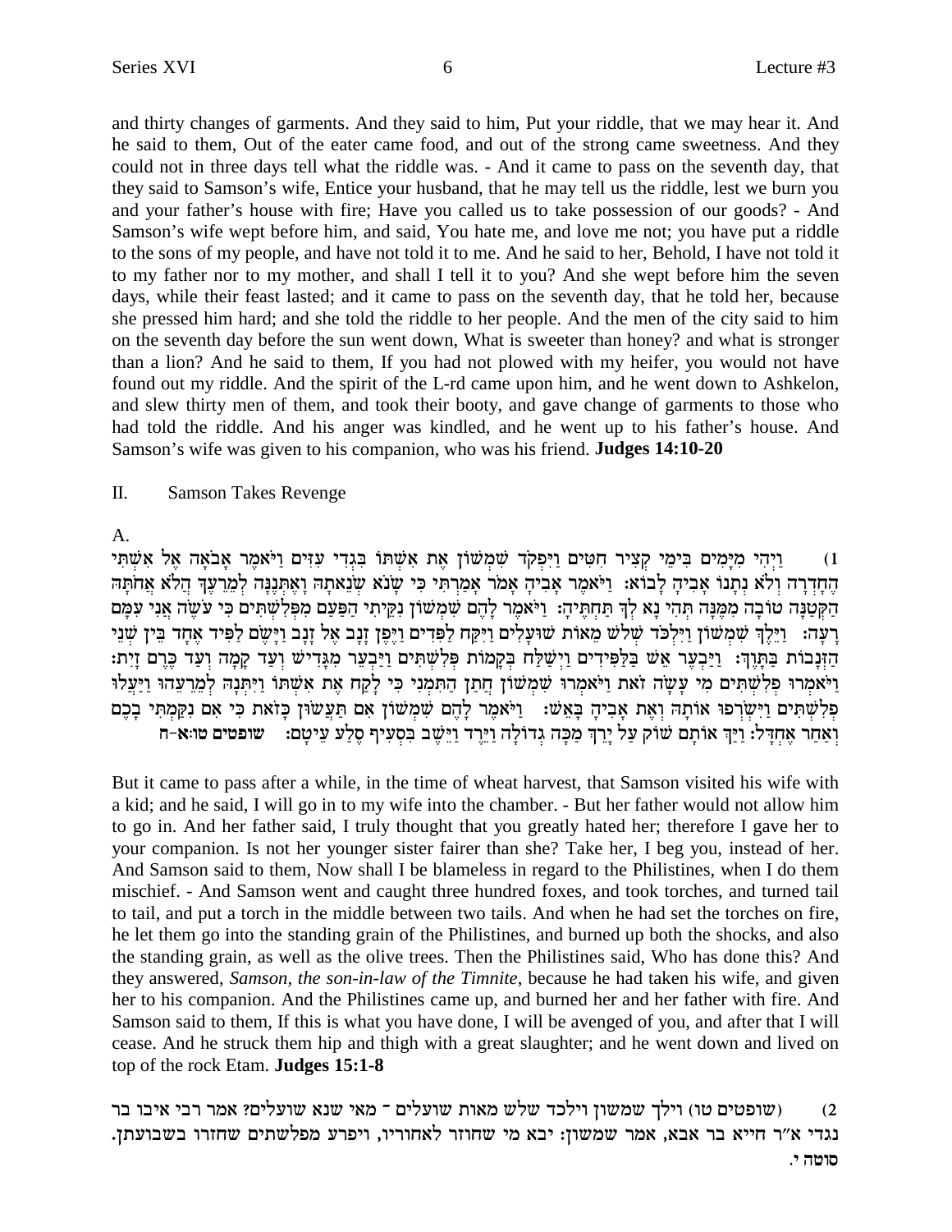and thirty changes of garments. And they said to him, Put your riddle, that we may hear it. And he said to them, Out of the eater came food, and out of the strong came sweetness. And they could not in three days tell what the riddle was. - And it came to pass on the seventh day, that they said to Samson's wife, Entice your husband, that he may tell us the riddle, lest we burn you and your father's house with fire; Have you called us to take possession of our goods? - And Samson's wife wept before him, and said, You hate me, and love me not; you have put a riddle to the sons of my people, and have not told it to me. And he said to her, Behold, I have not told it to my father nor to my mother, and shall I tell it to you? And she wept before him the seven days, while their feast lasted; and it came to pass on the seventh day, that he told her, because she pressed him hard; and she told the riddle to her people. And the men of the city said to him on the seventh day before the sun went down, What is sweeter than honey? and what is stronger than a lion? And he said to them, If you had not plowed with my heifer, you would not have found out my riddle. And the spirit of the L-rd came upon him, and he went down to Ashkelon, and slew thirty men of them, and took their booty, and gave change of garments to those who had told the riddle. And his anger was kindled, and he went up to his father's house. And Samson's wife was given to his companion, who was his friend. **Judges 14:10-20**

## II. Samson Takes Revenge

A.

1) וַיְהִי מִיָּמִים בִּימֵי קְצִיר חִטִּים וַיִּפְקֹד שִׁמְשׁוֹן אֶת אִשְׁתּוֹ בִּגְדִי עִזִּים וַיֹּאמֶר אָבֹאָה אֶל אִשְׁתִּי הֶחָדְרָה וְלֹא נְתָנוֹ אָבִיהָ לָבוֹא: וַיֹּאמֶר אָבִיהָ אָמֹר אָמַרְתִּי כִּי שָׂנֹא שְׂנֵאתָהּ וָאֶתְּנֶנָּה לְמֵרֵעֶךָ הֲלֹא אֲחֹתָהּ הַקְּטַנָּה טוֹבָה מִמֶּנָּה תְּהִי נָא לְךָ תַּחְתֶּיהָ: וַיֹּאמֶר לָהֶם שִׁמְשׁוֹן נִקֵּיתִי הַפַּעַם מִפְּלִשְׁתִּים כִּי עֹשֶׂה אֲנִי עִמָּם רָעָה: וַיֵּלֶךְ שִׁמְשׁוֹן וַיִּלְכֹּד שְׁלֹשׁ מֵאוֹת שׁוּעָלִים וַיִּקַּח לַפִּדִים וַיֶּפֶן זָנָב אֶל זָנָב וַיָּשֶׂם לַפִּיד אֶחָד בֵּין שְׁנֵי הַזְּנָבוֹת בַּתָּוֶךְ: וַיַּבְעֶר אֵשׁ בַּלַּפִּידִים וַיְשַׁלַּח בְּקָמוֹת פְּלִשְׁתִּים וַיַּבְעֵר מִגָּדִישׁ וְעַד קָמָה וְעַד כֶּרֶם זָיִת: וַיֹּאמְרוּ פְלִשְׁתִּים מִי עָשָׂה זֹאת וַיֹּאמְרוּ שִׁמְשׁוֹן חֲתַן הַתִּמְנִי כִּי לָקַח אֶת אִשְׁתּוֹ וַיִּתְּנָהּ לְמֵרֵעֵהוּ וַיַּעֲלוּ פְלִשְׁתִּים וַיִּשְׂרְפוּ אוֹתָהּ וְאֶת אָבִיהָ בָּאֵשׁ: וַיֹּאמֶר לָהֶם שִׁמְשׁוֹן אִם תַּעֲשׂוּן כָּזֹאת כִּי אִם נִקַּמְתִּי בָכֶם וְאַחַר אֶחְדָּל: וַיַּךְ אוֹתָם שׁוֹק עַל יָרֵךְ מַכָּה גְדוֹלָה וַיֵּרֶד וַיֵּשֶׁב בִּסְעִיף סֶלַע עֵיטָם: **שופטים טו:א-ח**

But it came to pass after a while, in the time of wheat harvest, that Samson visited his wife with a kid; and he said, I will go in to my wife into the chamber. - But her father would not allow him to go in. And her father said, I truly thought that you greatly hated her; therefore I gave her to your companion. Is not her younger sister fairer than she? Take her, I beg you, instead of her. And Samson said to them, Now shall I be blameless in regard to the Philistines, when I do them mischief. - And Samson went and caught three hundred foxes, and took torches, and turned tail to tail, and put a torch in the middle between two tails. And when he had set the torches on fire, he let them go into the standing grain of the Philistines, and burned up both the shocks, and also the standing grain, as well as the olive trees. Then the Philistines said, Who has done this? And they answered, *Samson, the son-in-law of the Timnite*, because he had taken his wife, and given her to his companion. And the Philistines came up, and burned her and her father with fire. And Samson said to them, If this is what you have done, I will be avenged of you, and after that I will cease. And he struck them hip and thigh with a great slaughter; and he went down and lived on top of the rock Etam. **Judges 15:1-8**

2) (שופטים טו) וילך שמשון וילכד שלש מאות שועלים ־ מאי שנא שועלים? אמר רבי איבו בר נגדי א"ר חייא בר אבא, אמר שמשון: יבא מי שחוזר לאחוריו, ויפרע מפלשתים שחזרו בשבועתן. **סוטה י.**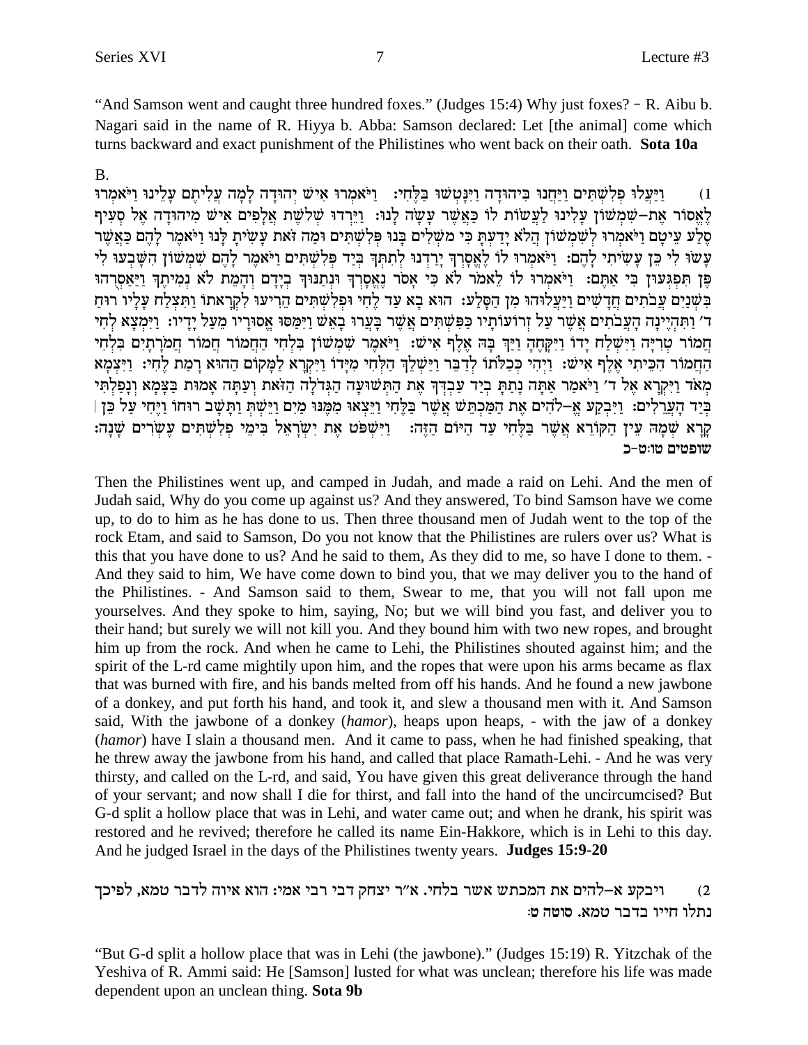"And Samson went and caught three hundred foxes." (Judges 15:4) Why just foxes? – R. Aibu b. Nagari said in the name of R. Hiyya b. Abba: Samson declared: Let [the animal] come which turns backward and exact punishment of the Philistines who went back on their oath. **Sota 10a**

B.

1) וַיַּעֲלוּ פְלִשְׁתִּים וַיַּחֲנוּ בִּיהוּדָה וַיִּנָּטְשׁוּ בַּלֶּחִי: וַיֹּאמְרוּ אִישׁ יְהוּדָה לָמָה עֲלִיתֶם עָלֵינוּ וַיֹּאמְרוּ לֶאֱסוֹר אֶת-שִׁמְשׁוֹן עָלִינוּ לַעֲשׂוֹת לוֹ כַּאֲשֶׁר עָשָׂה לָנוּ: וַיֵּרְדוּ שְׁלֹשֶׁת אֲלָפִים אִישׁ מִיהוּדָה אֶל סְעִיף סֶלַע עֵיטָם וַיֹּאמְרוּ לְשִׁמְשׁוֹן הֲלֹא יָדַעְתָּ כִּי מֹשְׁלִים בָּנוּ פְּלִשְׁתִּים וּמַה זֹּאת עָשִׂיתָ לָּנוּ וַיֹּאמֶר לָהֶם כַּאֲשֶׁר עָשׂוּ לִי כֵּן עָשִׂיתִי לָהֶם: וַיֹּאמְרוּ לוֹ לֶאֱסָרְךָ יָרַדְנוּ לְתִתְּךָ בְּיַד פְּלִשְׁתִּים וַיֹּאמֶר לָהֶם שִׁמְשׁוֹן הִשָּׁבְעוּ לִי פֶּן תִּפְגְּעוּן בִּי אַתֶּם: וַיֹּאמְרוּ לוֹ לֵאמֹר לֹא כִּי אָסֹר נֶאֱסָרְךָ וּנְתַנּוּךָ בְיָדָם וְהָמֵת לֹא נְמִיתֶךָ וַיַּאַסְרֻהוּ בִּשְׁנַיִם עֲבֹתִים חֲדָשִׁים וַיַּעֲלוּהוּ מִן הַסָּלַע: הוּא בָא עַד לֶחִי וּפְלִשְׁתִּים הֵרִיעוּ לִקְרָאתוֹ וַתִּצְלַח עָלָיו רוּחַ ד' וַתִּהְיֶינָה הָעֲבֹתִים אֲשֶׁר עַל זְרוֹעוֹתָיו כַּפִּשְׁתִּים אֲשֶׁר בָּעֲרוּ בָאֵשׁ וַיִּמַּסּוּ אֱסוּרָיו מֵעַל יָדָיו: וַיִּמְצָא לְחִי חֲמוֹר טְרִיָּה וַיִּשְׁלַח יָדוֹ וַיִּקָּחֶהָ וַיַּךְ בָּהּ אֶלֶף אִישׁ: וַיֹּאמֶר שִׁמְשׁוֹן בִּלְחִי הַחֲמוֹר חֲמוֹר חֲמֹרָתָיִם בִּלְחִי הַחֲמוֹר הִכֵּיתִי אֶלֶף אִישׁ: וַיְהִי כְּכַלֹּתוֹ לְדַבֵּר וַיַּשְׁלֵךְ הַלְּחִי מִיָּדוֹ וַיִּקְרָא לַמָּקוֹם הַהוּא רָמַת לֶחִי: וַיִּצְמָא מְאֹד וַיִּקְרָא אֶל ד' וַיֹּאמַר אַתָּה נָתַתָּ בְיַד עַבְדְּךָ אֶת הַתְּשׁוּעָה הַגְּדֹלָה הַזֹּאת וְעַתָּה אָמוּת בַּצָּמָא וְנָפַלְתִּי בְּיַד הָעֲרֵלִים: וַיִּבְקַע אֱ-לֹהִים אֶת הַמַּכְתֵּשׁ אֲשֶׁר בַּלֶּחִי וַיֵּצְאוּ מִמֶּנּוּ מַיִם וַיֵּשְׁתְּ וַתָּשָׁב רוּחוֹ וַיֶּחִי עַל כֵּן | קָרָא שְׁמָהּ עֵין הַקּוֹרֵא אֲשֶׁר בַּלֶּחִי עַד הַיּוֹם הַזֶּה: וַיִּשְׁפֹּט אֶת יִשְׂרָאֵל בִּימֵי פְלִשְׁתִּים עֶשְׂרִים שָׁנָה: **שופטים טו:ט-כ**

Then the Philistines went up, and camped in Judah, and made a raid on Lehi. And the men of Judah said, Why do you come up against us? And they answered, To bind Samson have we come up, to do to him as he has done to us. Then three thousand men of Judah went to the top of the rock Etam, and said to Samson, Do you not know that the Philistines are rulers over us? What is this that you have done to us? And he said to them, As they did to me, so have I done to them. - And they said to him, We have come down to bind you, that we may deliver you to the hand of the Philistines. - And Samson said to them, Swear to me, that you will not fall upon me yourselves. And they spoke to him, saying, No; but we will bind you fast, and deliver you to their hand; but surely we will not kill you. And they bound him with two new ropes, and brought him up from the rock. And when he came to Lehi, the Philistines shouted against him; and the spirit of the L-rd came mightily upon him, and the ropes that were upon his arms became as flax that was burned with fire, and his bands melted from off his hands. And he found a new jawbone of a donkey, and put forth his hand, and took it, and slew a thousand men with it. And Samson said, With the jawbone of a donkey (*hamor*), heaps upon heaps, - with the jaw of a donkey (*hamor*) have I slain a thousand men. And it came to pass, when he had finished speaking, that he threw away the jawbone from his hand, and called that place Ramath-Lehi. - And he was very thirsty, and called on the L-rd, and said, You have given this great deliverance through the hand of your servant; and now shall I die for thirst, and fall into the hand of the uncircumcised? But G-d split a hollow place that was in Lehi, and water came out; and when he drank, his spirit was restored and he revived; therefore he called its name Ein-Hakkore, which is in Lehi to this day. And he judged Israel in the days of the Philistines twenty years. **Judges 15:9-20**

2) ויבקע א-להים את המכתש אשר בלחי. א"ר יצחק דבי רבי אמי: הוא איוה לדבר טמא, לפיכך נתלו חייו בדבר טמא. **סוטה ט:**

"But G-d split a hollow place that was in Lehi (the jawbone)." (Judges 15:19) R. Yitzchak of the Yeshiva of R. Ammi said: He [Samson] lusted for what was unclean; therefore his life was made dependent upon an unclean thing. **Sota 9b**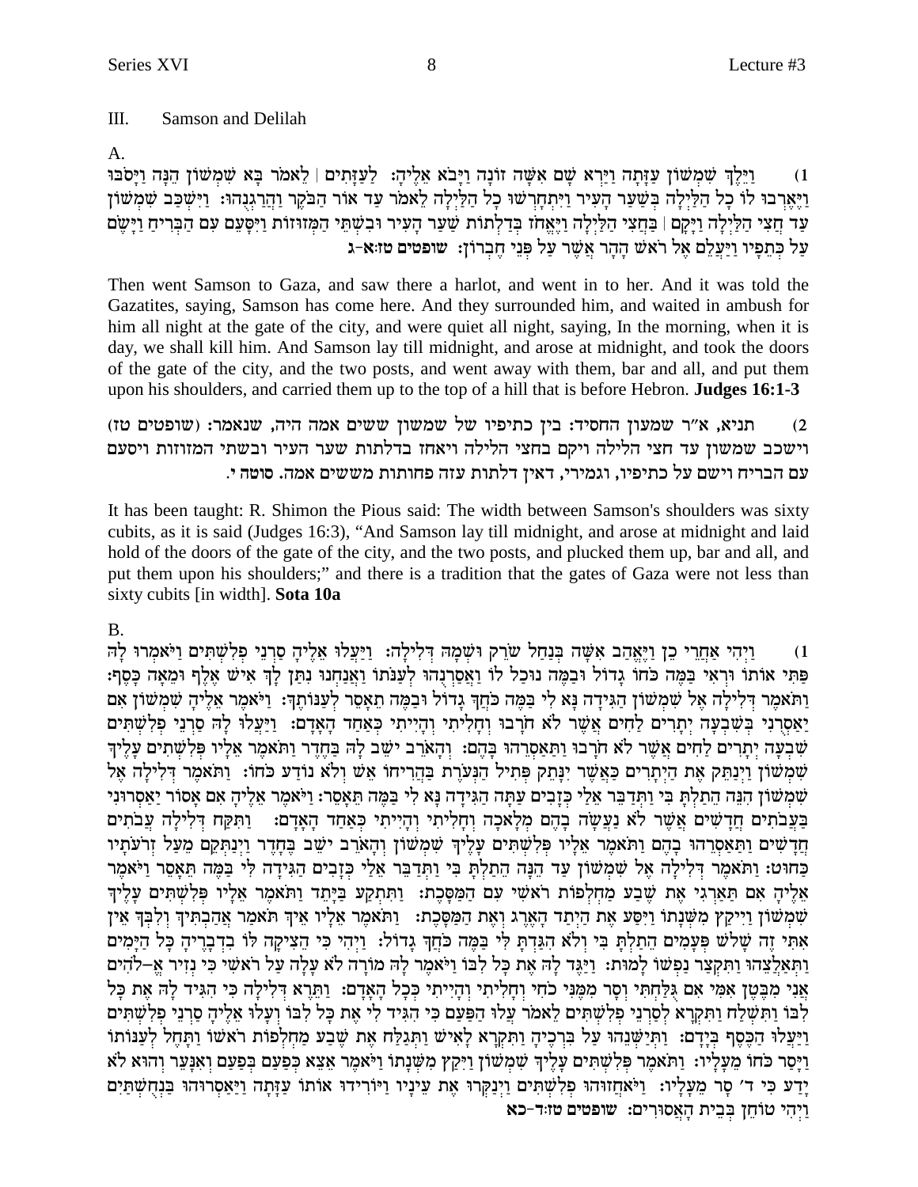## III. Samson and Delilah

A.

1) וַיֵּלֶךְ שִׁמְשׁוֹן עַזָּתָה וַיַּרְא שָׁם אִשָּׁה זוֹנָה וַיָּבֹא אֵלֶיהָ: לַעַזָּתִים | לֵאמֹר בָּא שִׁמְשׁוֹן הֵנָּה וַיָּסֹבּוּ וַיֶּאֶרְבוּ לוֹ כָל הַלַּיְלָה בְּשַׁעַר הָעִיר וַיִּתְחָרְשׁוּ כָל הַלַּיְלָה לֵאמֹר עַד אוֹר הַבֹּקֶר וַהֲרַגְנֻהוּ: וַיִּשְׁכַּב שִׁמְשׁוֹן עַד חֲצִי הַלַּיְלָה וַיָּקָם | בַּחֲצִי הַלַּיְלָה וַיֶּאֱחֹז בְּדַלְתוֹת שַׁעַר הָעִיר וּבִשְׁתֵּי הַמְּזוּזוֹת וַיִּסָּעֵם עִם הַבְּרִיחַ וַיָּשֶׂם עַל כְּתֵפָיו וַיַּעֲלֵם אֶל רֹאשׁ הָהָר אֲשֶׁר עַל פְּנֵי חֶבְרוֹן: שופטים טז:א-ג

Then went Samson to Gaza, and saw there a harlot, and went in to her. And it was told the Gazatites, saying, Samson has come here. And they surrounded him, and waited in ambush for him all night at the gate of the city, and were quiet all night, saying, In the morning, when it is day, we shall kill him. And Samson lay till midnight, and arose at midnight, and took the doors of the gate of the city, and the two posts, and went away with them, bar and all, and put them upon his shoulders, and carried them up to the top of a hill that is before Hebron. **Judges 16:1-3**

2) תניא, א"ר שמעון החסיד: בין כתיפיו של שמשון ששים אמה היה, שנאמר: (שופטים טז) וישכב שמשון עד חצי הלילה ויקם בחצי הלילה ויאחז בדלתות שער העיר ובשתי המזוזות ויסעם עם הבריח וישם על כתיפיו, וגמירי, דאין דלתות עזה פחותות מששים אמה. סוטה י.

It has been taught: R. Shimon the Pious said: The width between Samson's shoulders was sixty cubits, as it is said (Judges 16:3), "And Samson lay till midnight, and arose at midnight and laid hold of the doors of the gate of the city, and the two posts, and plucked them up, bar and all, and put them upon his shoulders;" and there is a tradition that the gates of Gaza were not less than sixty cubits [in width]. **Sota 10a**

B.

1) וַיְהִי אַחֲרֵי כֵן וַיֶּאֱהַב אִשָּׁה בְּנַחַל שֹׂרֵק וּשְׁמָהּ דְּלִילָה: וַיַּעֲלוּ אֵלֶיהָ סַרְנֵי פְלִשְׁתִּים וַיֹּאמְרוּ לָהּ פַּתִּי אוֹתוֹ וּרְאִי בַּמֶּה כֹּחוֹ גָדוֹל וּבַמֶּה נוּכַל לוֹ וַאֲסַרְנֻהוּ לְעַנֹּתוֹ וַאֲנַחְנוּ נִתַּן לָךְ אִישׁ אֶלֶף וּמֵאָה כָּסֶף: וַתֹּאמֶר דְּלִילָה אֶל שִׁמְשׁוֹן הַגִּידָה נָּא לִי בַּמֶּה כֹּחֲךָ גָדוֹל וּבַמֶּה תֵאָסֵר לְעַנּוֹתֶךָ: וַיֹּאמֶר אֵלֶיהָ שִׁמְשׁוֹן אִם יַאַסְרֻנִי בְּשִׁבְעָה יְתָרִים לַחִים אֲשֶׁר לֹא חֹרָבוּ וְחָלִיתִי וְהָיִיתִי כְּאַחַד הָאָדָם: וַיַּעֲלוּ לָהּ סַרְנֵי פְלִשְׁתִּים שִׁבְעָה יְתָרִים לַחִים אֲשֶׁר לֹא חֹרָבוּ וַתַּאַסְרֵהוּ בָּהֶם: וְהָאֹרֵב יֹשֵׁב לָהּ בַּחֶדֶר וַתֹּאמֶר אֵלָיו פְּלִשְׁתִּים עָלֶיךָ שִׁמְשׁוֹן וַיְנַתֵּק אֶת הַיְתָרִים כַּאֲשֶׁר יִנָּתֵק פְּתִיל הַנְּעֹרֶת בַּהֲרִיחוֹ אֵשׁ וְלֹא נוֹדַע כֹּחוֹ: וַתֹּאמֶר דְּלִילָה אֶל שִׁמְשׁוֹן הִנֵּה הֵתַלְתָּ בִּי וַתְּדַבֵּר אֵלַי כְּזָבִים עַתָּה הַגִּידָה נָּא לִי בַּמֶּה תֵּאָסֵר: וַיֹּאמֶר אֵלֶיהָ אִם אָסוֹר יַאַסְרוּנִי בַּעֲבֹתִים חֲדָשִׁים אֲשֶׁר לֹא נַעֲשָׂה בָהֶם מְלָאכָה וְחָלִיתִי וְהָיִיתִי כְּאַחַד הָאָדָם: וַתִּקַּח דְּלִילָה עֲבֹתִים חֲדָשִׁים וַתַּאַסְרֵהוּ בָהֶם וַתֹּאמֶר אֵלָיו פְּלִשְׁתִּים עָלֶיךָ שִׁמְשׁוֹן וְהָאֹרֵב יֹשֵׁב בֶּחָדֶר וַיְנַתְּקֵם מֵעַל זְרֹעֹתָיו כַּחוּט: וַתֹּאמֶר דְּלִילָה אֶל שִׁמְשׁוֹן עַד הֵנָּה הֵתַלְתָּ בִּי וַתְּדַבֵּר אֵלַי כְּזָבִים הַגִּידָה לִּי בַּמֶּה תֵּאָסֵר וַיֹּאמֶר אֵלֶיהָ אִם תַּאַרְגִי אֶת שֶׁבַע מַחְלְפוֹת רֹאשִׁי עִם הַמַּסָּכֶת: וַתִּתְקַע בַּיָּתֵד וַתֹּאמֶר אֵלָיו פְּלִשְׁתִּים עָלֶיךָ שִׁמְשׁוֹן וַיִּיקַץ מִשְּׁנָתוֹ וַיִּסַּע אֶת הַיְתַד הָאֶרֶג וְאֶת הַמַּסָּכֶת: וַתֹּאמֶר אֵלָיו אֵיךְ תֹּאמַר אֲהַבְתִּיךְ וְלִבְּךָ אֵין אִתִּי זֶה שָׁלֹשׁ פְּעָמִים הֵתַלְתָּ בִּי וְלֹא הִגַּדְתָּ לִּי בַּמֶּה כֹּחֲךָ גָדוֹל: וַיְהִי כִּי הֵצִיקָה לּוֹ בִדְבָרֶיהָ כָּל הַיָּמִים וַתְּאַלְצֵהוּ וַתִּקְצַר נַפְשׁוֹ לָמוּת: וַיַּגֶּד לָהּ אֶת כָּל לִבּוֹ וַיֹּאמֶר לָהּ מוֹרָה לֹא עָלָה עַל רֹאשִׁי כִּי נְזִיר אֱ-לֹהִים אֲנִי מִבֶּטֶן אִמִּי אִם גֻּלַּחְתִּי וְסָר מִמֶּנִּי כֹחִי וְחָלִיתִי וְהָיִיתִי כְּכָל הָאָדָם: וַתֵּרֶא דְלִילָה כִּי הִגִּיד לָהּ אֶת כָּל לִבּוֹ וַתִּשְׁלַח וַתִּקְרָא לְסַרְנֵי פְלִשְׁתִּים לֵאמֹר עֲלוּ הַפַּעַם כִּי הִגִּיד לִי אֶת כָּל לִבּוֹ וְעָלוּ אֵלֶיהָ סַרְנֵי פְלִשְׁתִּים וַיַּעֲלוּ הַכֶּסֶף בְּיָדָם: וַתְּיַשְּׁנֵהוּ עַל בִּרְכֶּיהָ וַתִּקְרָא לָאִישׁ וַתְּגַלַּח אֶת שֶׁבַע מַחְלְפוֹת רֹאשׁוֹ וַתָּחֶל לְעַנּוֹתוֹ וַיָּסַר כֹּחוֹ מֵעָלָיו: וַתֹּאמֶר פְּלִשְׁתִּים עָלֶיךָ שִׁמְשׁוֹן וַיִּקַץ מִשְּׁנָתוֹ וַיֹּאמֶר אֵצֵא כְּפַעַם בְּפַעַם וְאִנָּעֵר וְהוּא לֹא יָדַע כִּי ד' סָר מֵעָלָיו: וַיֹּאחֲזוּהוּ פְלִשְׁתִּים וַיְנַקְּרוּ אֶת עֵינָיו וַיּוֹרִידוּ אוֹתוֹ עַזָּתָה וַיַּאַסְרוּהוּ בַּנְחֻשְׁתַּיִם וַיְהִי טוֹחֵן בְּבֵית הָאֲסוּרִים: שופטים טז:ד-כא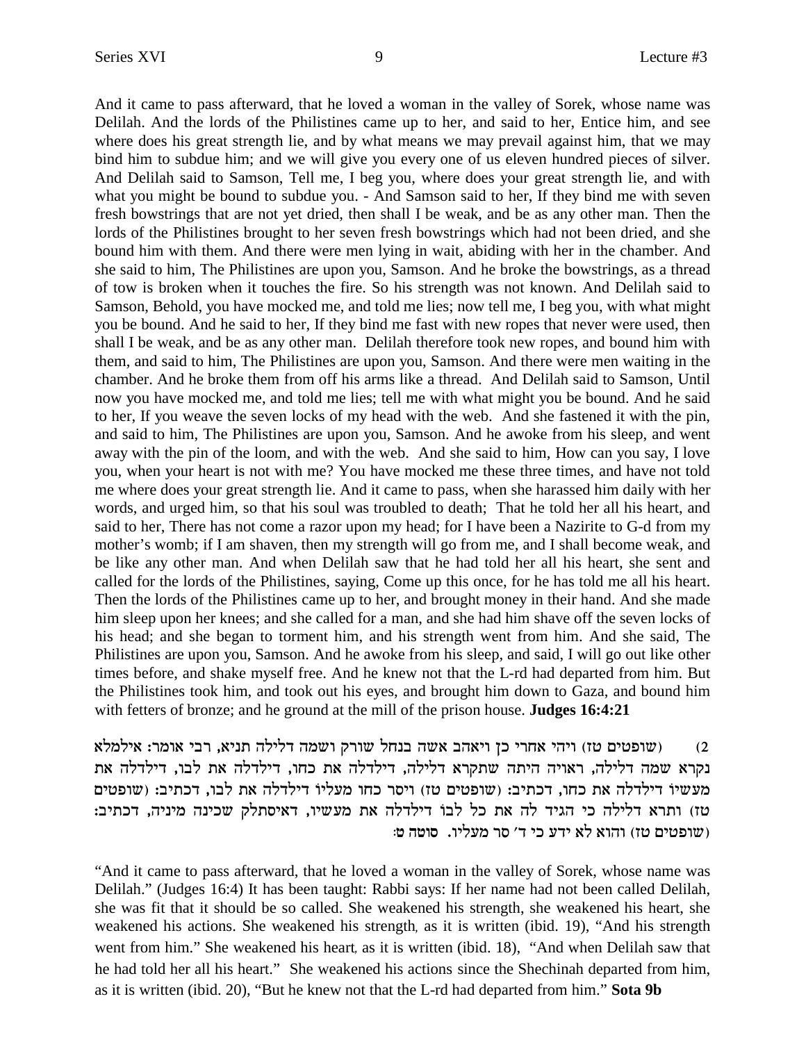And it came to pass afterward, that he loved a woman in the valley of Sorek, whose name was Delilah. And the lords of the Philistines came up to her, and said to her, Entice him, and see where does his great strength lie, and by what means we may prevail against him, that we may bind him to subdue him; and we will give you every one of us eleven hundred pieces of silver. And Delilah said to Samson, Tell me, I beg you, where does your great strength lie, and with what you might be bound to subdue you. - And Samson said to her, If they bind me with seven fresh bowstrings that are not yet dried, then shall I be weak, and be as any other man. Then the lords of the Philistines brought to her seven fresh bowstrings which had not been dried, and she bound him with them. And there were men lying in wait, abiding with her in the chamber. And she said to him, The Philistines are upon you, Samson. And he broke the bowstrings, as a thread of tow is broken when it touches the fire. So his strength was not known. And Delilah said to Samson, Behold, you have mocked me, and told me lies; now tell me, I beg you, with what might you be bound. And he said to her, If they bind me fast with new ropes that never were used, then shall I be weak, and be as any other man. Delilah therefore took new ropes, and bound him with them, and said to him, The Philistines are upon you, Samson. And there were men waiting in the chamber. And he broke them from off his arms like a thread. And Delilah said to Samson, Until now you have mocked me, and told me lies; tell me with what might you be bound. And he said to her, If you weave the seven locks of my head with the web. And she fastened it with the pin, and said to him, The Philistines are upon you, Samson. And he awoke from his sleep, and went away with the pin of the loom, and with the web. And she said to him, How can you say, I love you, when your heart is not with me? You have mocked me these three times, and have not told me where does your great strength lie. And it came to pass, when she harassed him daily with her words, and urged him, so that his soul was troubled to death; That he told her all his heart, and said to her, There has not come a razor upon my head; for I have been a Nazirite to G-d from my mother's womb; if I am shaven, then my strength will go from me, and I shall become weak, and be like any other man. And when Delilah saw that he had told her all his heart, she sent and called for the lords of the Philistines, saying, Come up this once, for he has told me all his heart. Then the lords of the Philistines came up to her, and brought money in their hand. And she made him sleep upon her knees; and she called for a man, and she had him shave off the seven locks of his head; and she began to torment him, and his strength went from him. And she said, The Philistines are upon you, Samson. And he awoke from his sleep, and said, I will go out like other times before, and shake myself free. And he knew not that the L-rd had departed from him. But the Philistines took him, and took out his eyes, and brought him down to Gaza, and bound him with fetters of bronze; and he ground at the mill of the prison house. **Judges 16:4:21**

2) (שופטים טז) ויהי אחרי כן ויאהב אשה בנחל שורק ושמה דלילה תניא, רבי אומר: אילמלא נקרא שמה דלילה, ראויה היתה שתקרא דלילה, דילדלה את כחו, דילדלה את לבו, דילדלה את מעשיו דילדלה את כחו, דכתיב: (שופטים טז) ויסר כחו מעליו דילדלה את לבו, דכתיב: (שופטים טז) ותרא דלילה כי הגיד לה את כל לבו דילדלה את מעשיו, דאיסתלק שכינה מיניה, דכתיב: (שופטים טז) והוא לא ידע כי ד' סר מעליו. **סוטה ט:**

"And it came to pass afterward, that he loved a woman in the valley of Sorek, whose name was Delilah." (Judges 16:4) It has been taught: Rabbi says: If her name had not been called Delilah, she was fit that it should be so called. She weakened his strength, she weakened his heart, she weakened his actions. She weakened his strength, as it is written (ibid. 19), "And his strength went from him." She weakened his heart, as it is written (ibid. 18), "And when Delilah saw that he had told her all his heart." She weakened his actions since the Shechinah departed from him, as it is written (ibid. 20), "But he knew not that the L-rd had departed from him." **Sota 9b**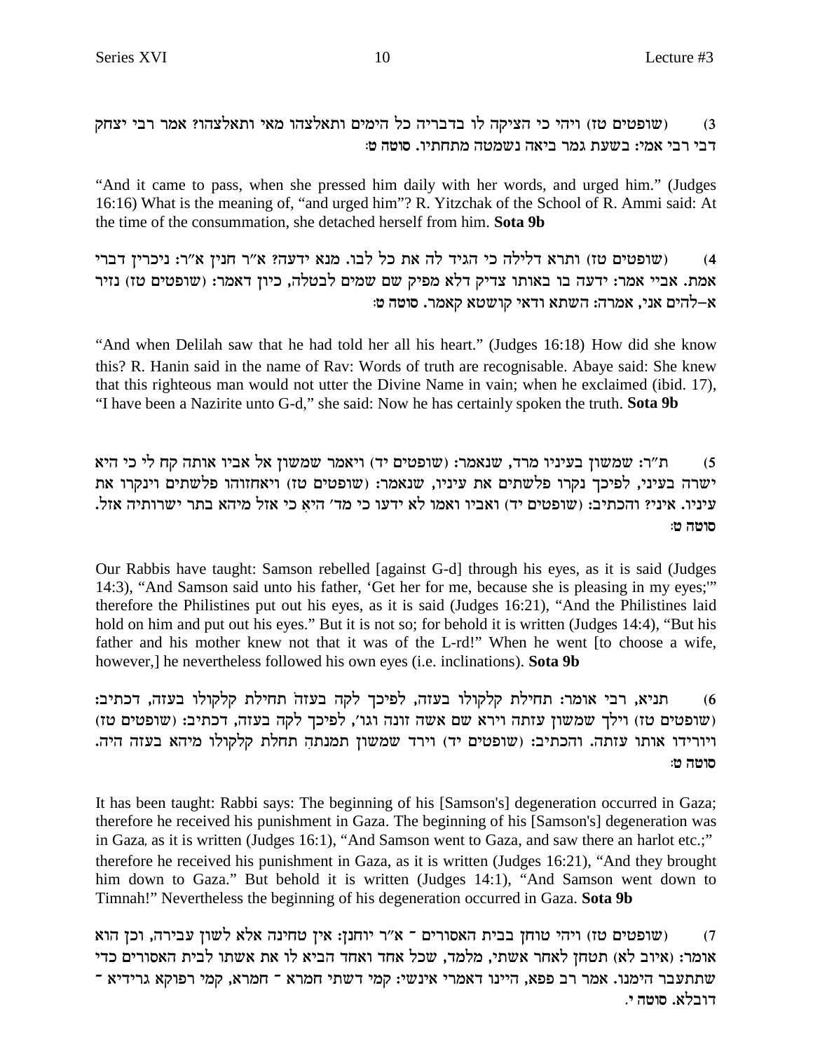3) (שופטים טז) ויהי כי הציקה לו בדבריה כל הימים ותאלצהו מאי ותאלצהו? אמר רבי יצחק דבי רבי אמי: בשעת גמר ביאה נשמטה מתחתיו. סוטה ט:

"And it came to pass, when she pressed him daily with her words, and urged him." (Judges 16:16) What is the meaning of, "and urged him"? R. Yitzchak of the School of R. Ammi said: At the time of the consummation, she detached herself from him. **Sota 9b**

4) (שופטים טז) ותרא דלילה כי הגיד לה את כל לבו. מנא ידעה? א"ר חנין א"ר: ניכרין דברי אמת. אביי אמר: ידעה בו באותו צדיק דלא מפיק שם שמים לבטלה, כיון דאמר: (שופטים טז) נזיר א-להים אני, אמרה: השתא ודאי קושטא קאמר. סוטה ט:

"And when Delilah saw that he had told her all his heart." (Judges 16:18) How did she know this? R. Hanin said in the name of Rav: Words of truth are recognisable. Abaye said: She knew that this righteous man would not utter the Divine Name in vain; when he exclaimed (ibid. 17), "I have been a Nazirite unto G-d," she said: Now he has certainly spoken the truth. **Sota 9b**

5) ת"ר: שמשון בעיניו מרד, שנאמר: (שופטים יד) ויאמר שמשון אל אביו אותה קח לי כי היא ישרה בעיני, לפיכך נקרו פלשתים את עיניו, שנאמר: (שופטים טז) ויאחזוהו פלשתים וינקרו את עיניו. איני? והכתיב: (שופטים יד) ואביו ואמו לא ידעו כי מד' היא כי אזל מיהא בתר ישרותיה אזל. סוטה ט:

Our Rabbis have taught: Samson rebelled [against G-d] through his eyes, as it is said (Judges 14:3), "And Samson said unto his father, 'Get her for me, because she is pleasing in my eyes;'" therefore the Philistines put out his eyes, as it is said (Judges 16:21), "And the Philistines laid hold on him and put out his eyes." But it is not so; for behold it is written (Judges 14:4), "But his father and his mother knew not that it was of the L-rd!" When he went [to choose a wife, however,] he nevertheless followed his own eyes (i.e. inclinations). **Sota 9b**

6) תניא, רבי אומר: תחילת קלקולו בעזה, לפיכך לקה בעזה, תחילת קלקולו בעזה, דכתיב: (שופטים טז) וילך שמשון עזתה וירא שם אשה זונה וגו', לפיכך לקה בעזה, דכתיב: (שופטים טז) ויורידו אותו עזתה. והכתיב: (שופטים יד) וירד שמשון תמנתה תחלת קלקולו מיהא בעזה היה. סוטה ט:

It has been taught: Rabbi says: The beginning of his [Samson's] degeneration occurred in Gaza; therefore he received his punishment in Gaza. The beginning of his [Samson's] degeneration was in Gaza, as it is written (Judges 16:1), "And Samson went to Gaza, and saw there an harlot etc.;" therefore he received his punishment in Gaza, as it is written (Judges 16:21), "And they brought him down to Gaza." But behold it is written (Judges 14:1), "And Samson went down to Timnah!" Nevertheless the beginning of his degeneration occurred in Gaza. **Sota 9b**

7) (שופטים טז) ויהי טוחן בבית האסורים - א"ר יוחנן: אין טחינה אלא לשון עבירה, וכן הוא אומר: (איוב לא) תטחן לאחר אשתי, מלמד, שכל אחד ואחד הביא לו את אשתו לבית האסורים כדי שתתעבר הימנו. אמר רב פפא, היינו דאמרי אינשי: קמי דשתי חמרא - חמרא, קמי רפוקא גרידיא - דובלא. סוטה י.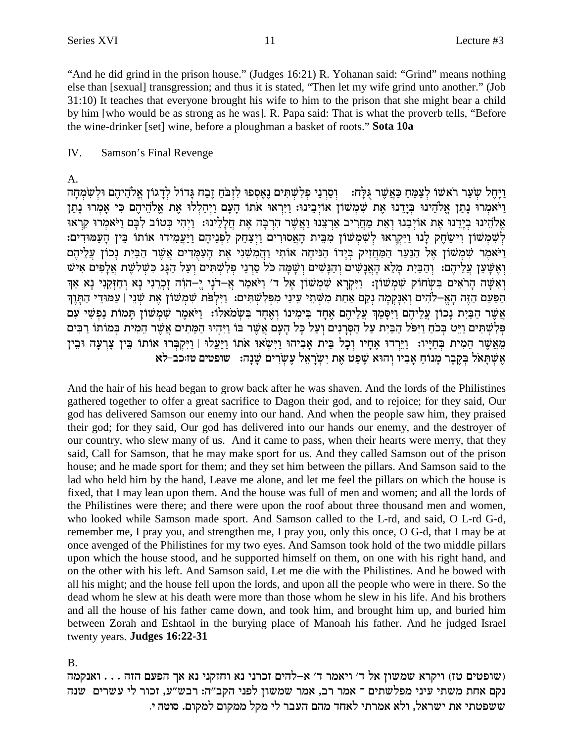"And he did grind in the prison house." (Judges 16:21) R. Yohanan said: "Grind" means nothing else than [sexual] transgression; and thus it is stated, "Then let my wife grind unto another." (Job 31:10) It teaches that everyone brought his wife to him to the prison that she might bear a child by him [who would be as strong as he was]. R. Papa said: That is what the proverb tells, "Before the wine-drinker [set] wine, before a ploughman a basket of roots." **Sota 10a**

IV. Samson's Final Revenge

A.

וַיָּחֶל שְׂעַר רֹאשׁוֹ לְצַמֵּחַ כַּאֲשֶׁר גֻּלָּח: וְסַרְנֵי פְלִשְׁתִּים נֶאֶסְפוּ לִזְבֹּחַ זֶבַח גָּדוֹל לְדָגוֹן אֱלֹהֵיהֶם וּלְשִׂמְחָה וַיֹּאמְרוּ נָתַן אֱלֹהֵינוּ בְּיָדֵנוּ אֵת שִׁמְשׁוֹן אוֹיְבֵינוּ: וַיִּרְאוּ אֹתוֹ הָעָם וַיְהַלְלוּ אֶת אֱלֹהֵיהֶם כִּי אָמְרוּ נָתַן אֱלֹהֵינוּ בְיָדֵנוּ אֶת אוֹיְבֵנוּ וְאֵת מַחֲרִיב אַרְצֵנוּ וַאֲשֶׁר הִרְבָּה אֶת חֲלָלֵינוּ: וַיְהִי כְּטוֹב לִבָּם וַיֹּאמְרוּ קִרְאוּ לְשִׁמְשׁוֹן וִישַׂחֶק לָנוּ וַיִּקְרְאוּ לְשִׁמְשׁוֹן מִבֵּית הָאֲסוּרִים וַיְצַחֵק לִפְנֵיהֶם וַיַּעֲמִידוּ אוֹתוֹ בֵּין הָעַמּוּדִים: וַיֹּאמֶר שִׁמְשׁוֹן אֶל הַנַּעַר הַמַּחֲזִיק בְּיָדוֹ הַנִּיחָה אוֹתִי וַהֲמִשֵׁנִי אֶת הָעַמֻּדִים אֲשֶׁר הַבַּיִת נָכוֹן עֲלֵיהֶם וְאֶשָּׁעֵן עֲלֵיהֶם: וְהַבַּיִת מָלֵא הָאֲנָשִׁים וְהַנָּשִׁים וְשָׁמָּה כֹּל סַרְנֵי פְלִשְׁתִּים וְעַל הַגָּג כִּשְׁלֹשֶׁת אֲלָפִים אִישׁ וְאִשָּׁה הָרֹאִים בִּשְׂחוֹק שִׁמְשׁוֹן: וַיִּקְרָא שִׁמְשׁוֹן אֶל ד' וַיֹּאמַר אֲ–דֹנָי יֱ–הוִה זָכְרֵנִי נָא וְחַזְּקֵנִי נָא אַךְ הַפַּעַם הַזֶּה הָאֱ–לֹהִים וְאִנָּקְמָה נְקַם אַחַת מִשְּׁתֵי עֵינַי מִפְּלִשְׁתִּים: וַיִּלְפֹּת שִׁמְשׁוֹן אֶת שְׁנֵי | עַמּוּדֵי הַתָּוֶךְ אֲשֶׁר הַבַּיִת נָכוֹן עֲלֵיהֶם וַיִּסָּמֵךְ עֲלֵיהֶם אֶחָד בִּימִינוֹ וְאֶחָד בִּשְׂמֹאלוֹ: וַיֹּאמֶר שִׁמְשׁוֹן תָּמוֹת נַפְשִׁי עִם פְּלִשְׁתִּים וַיֵּט בְּכֹחַ וַיִּפֹּל הַבַּיִת עַל הַסְּרָנִים וְעַל כָּל הָעָם אֲשֶׁר בּוֹ וַיִּהְיוּ הַמֵּתִים אֲשֶׁר הֵמִית בְּמוֹתוֹ רַבִּים מֵאֲשֶׁר הֵמִית בְּחַיָּיו: וַיֵּרְדוּ אֶחָיו וְכָל בֵּית אָבִיהוּ וַיִּשְׂאוּ אֹתוֹ וַיַּעֲלוּ | וַיִּקְבְּרוּ אוֹתוֹ בֵּין צָרְעָה וּבֵין אֶשְׁתָּאֹל בְּקֶבֶר מָנוֹחַ אָבִיו וְהוּא שָׁפַט אֶת יִשְׂרָאֵל עֶשְׂרִים שָׁנָה: **שופטים טז:כב-לא**

And the hair of his head began to grow back after he was shaven. And the lords of the Philistines gathered together to offer a great sacrifice to Dagon their god, and to rejoice; for they said, Our god has delivered Samson our enemy into our hand. And when the people saw him, they praised their god; for they said, Our god has delivered into our hands our enemy, and the destroyer of our country, who slew many of us. And it came to pass, when their hearts were merry, that they said, Call for Samson, that he may make sport for us. And they called Samson out of the prison house; and he made sport for them; and they set him between the pillars. And Samson said to the lad who held him by the hand, Leave me alone, and let me feel the pillars on which the house is fixed, that I may lean upon them. And the house was full of men and women; and all the lords of the Philistines were there; and there were upon the roof about three thousand men and women, who looked while Samson made sport. And Samson called to the L-rd, and said, O L-rd G-d, remember me, I pray you, and strengthen me, I pray you, only this once, O G-d, that I may be at once avenged of the Philistines for my two eyes. And Samson took hold of the two middle pillars upon which the house stood, and he supported himself on them, on one with his right hand, and on the other with his left. And Samson said, Let me die with the Philistines. And he bowed with all his might; and the house fell upon the lords, and upon all the people who were in there. So the dead whom he slew at his death were more than those whom he slew in his life. And his brothers and all the house of his father came down, and took him, and brought him up, and buried him between Zorah and Eshtaol in the burying place of Manoah his father. And he judged Israel twenty years. **Judges 16:22-31**

B.

(שופטים טז) ויקרא שמשון אל ד' ויאמר ד' א-להים זכרני נא וחזקני נא אך הפעם הזה . . . ואנקמה נקם אחת משתי עיני מפלשתים - אמר רב, אמר שמשון לפני הקב"ה: רבש"ע, זכור לי עשרים שנה ששפטתי את ישראל, ולא אמרתי לאחד מהם העבר לי מקל ממקום למקום. סוטה י.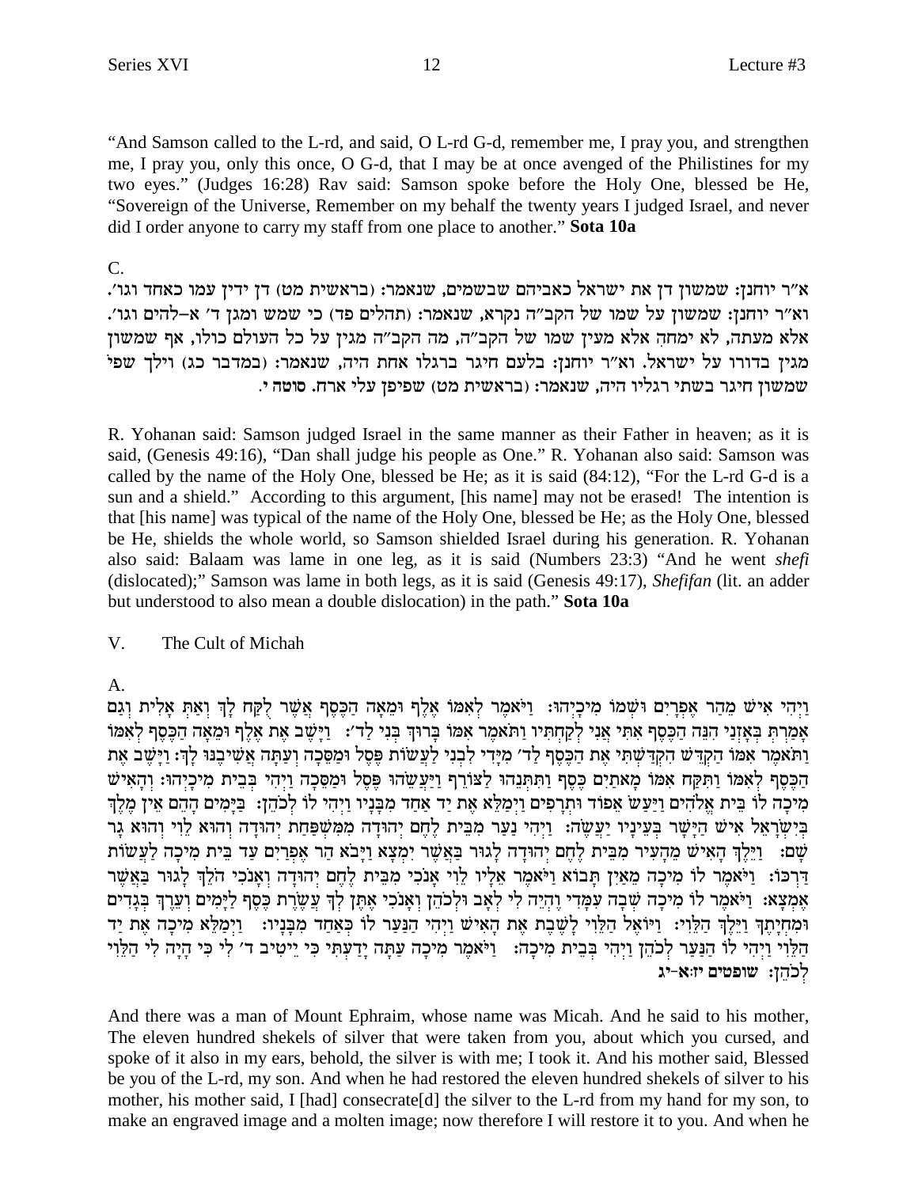"And Samson called to the L-rd, and said, O L-rd G-d, remember me, I pray you, and strengthen me, I pray you, only this once, O G-d, that I may be at once avenged of the Philistines for my two eyes." (Judges 16:28) Rav said: Samson spoke before the Holy One, blessed be He, "Sovereign of the Universe, Remember on my behalf the twenty years I judged Israel, and never did I order anyone to carry my staff from one place to another." **Sota 10a**

C.

א"ר יוחנן: שמשון דן את ישראל כאביהם שבשמים, שנאמר: (בראשית מט) דן ידין עמו כאחד וגו'. וא"ר יוחנן: שמשון על שמו של הקב"ה נקרא, שנאמר: (תהלים פד) כי שמש ומגן ד' א–להים וגו'. אלא מעתה, לא ימחה אלא מעין שמו של הקב"ה, מה הקב"ה מגין על כל העולם כולו, אף שמשון מגין בדורו על ישראל. וא"ר יוחנן: בלעם חיגר ברגלו אחת היה, שנאמר: (במדבר כג) וילך שפי שמשון חיגר בשתי רגליו היה, שנאמר: (בראשית מט) שפיפן עלי ארח. **סוטה י.**

R. Yohanan said: Samson judged Israel in the same manner as their Father in heaven; as it is said, (Genesis 49:16), "Dan shall judge his people as One." R. Yohanan also said: Samson was called by the name of the Holy One, blessed be He; as it is said (84:12), "For the L-rd G-d is a sun and a shield." According to this argument, [his name] may not be erased! The intention is that [his name] was typical of the name of the Holy One, blessed be He; as the Holy One, blessed be He, shields the whole world, so Samson shielded Israel during his generation. R. Yohanan also said: Balaam was lame in one leg, as it is said (Numbers 23:3) "And he went *shefi* (dislocated);" Samson was lame in both legs, as it is said (Genesis 49:17), *Shefifan* (lit. an adder but understood to also mean a double dislocation) in the path." **Sota 10a**

V. The Cult of Michah

A.

וַיְהִי אִישׁ מֵהַר אֶפְרָיִם וּשְׁמוֹ מִיכָיְהוּ: וַיֹּאמֶר לְאִמּוֹ אֶלֶף וּמֵאָה הַכֶּסֶף אֲשֶׁר לֻקַּח לָךְ וְאַתְּ אָלִית וְגַם אָמַרְתְּ בְּאָזְנַי הִנֵּה הַכֶּסֶף אִתִּי אֲנִי לְקַחְתִּיו וַתֹּאמֶר אִמּוֹ בָּרוּךְ בְּנִי לַד': וַיָּשֶׁב אֶת אֶלֶף וּמֵאָה הַכֶּסֶף לְאִמּוֹ וַתֹּאמֶר אִמּוֹ הַקְדֵּשׁ הִקְדַּשְׁתִּי אֶת הַכֶּסֶף לַד' מִיָּדִי לִבְנִי לַעֲשׂוֹת פֶּסֶל וּמַסֵּכָה וְעַתָּה אֲשִׁיבֶנּוּ לָךְ: וַיָּשֶׁב אֶת הַכֶּסֶף לְאִמּוֹ וַתִּקַּח אִמּוֹ מָאתַיִם כֶּסֶף וַתִּתְּנֵהוּ לַצּוֹרֵף וַיַּעֲשֵׂהוּ פֶּסֶל וּמַסֵּכָה וַיְהִי בְּבֵית מִיכָיְהוּ: וְהָאִישׁ מִיכָה לוֹ בֵּית אֱלֹהִים וַיַּעַשׂ אֵפוֹד וּתְרָפִים וַיְמַלֵּא אֶת יַד אַחַד מִבָּנָיו וַיְהִי לוֹ לְכֹהֵן: בַּיָּמִים הָהֵם אֵין מֶלֶךְ בְּיִשְׂרָאֵל אִישׁ הַיָּשָׁר בְּעֵינָיו יַעֲשֶׂה: וַיְהִי נַעַר מִבֵּית לֶחֶם יְהוּדָה מִמִּשְׁפַּחַת יְהוּדָה וְהוּא לֵוִי וְהוּא גָר שָׁם: וַיֵּלֶךְ הָאִישׁ מֵהָעִיר מִבֵּית לֶחֶם יְהוּדָה לָגוּר בַּאֲשֶׁר יִמְצָא וַיָּבֹא הַר אֶפְרַיִם עַד בֵּית מִיכָה לַעֲשׂוֹת דַּרְכּוֹ: וַיֹּאמֶר לוֹ מִיכָה מֵאַיִן תָּבוֹא וַיֹּאמֶר אֵלָיו לֵוִי אָנֹכִי מִבֵּית לֶחֶם יְהוּדָה וְאָנֹכִי הֹלֵךְ לָגוּר בַּאֲשֶׁר אֶמְצָא: וַיֹּאמֶר לוֹ מִיכָה שְׁבָה עִמָּדִי וֶהְיֵה לִי לְאָב וּלְכֹהֵן וְאָנֹכִי אֶתֶּן לְךָ עֲשֶׂרֶת כֶּסֶף לַיָּמִים וְעֵרֶךְ בְּגָדִים וּמִחְיָתֶךָ וַיֵּלֶךְ הַלֵּוִי: וַיּוֹאֶל הַלֵּוִי לָשֶׁבֶת אֶת הָאִישׁ וַיְהִי הַנַּעַר לוֹ כְּאַחַד מִבָּנָיו: וַיְמַלֵּא מִיכָה אֶת יַד הַלֵּוִי וַיְהִי לוֹ הַנַּעַר לְכֹהֵן וַיְהִי בְּבֵית מִיכָה: וַיֹּאמֶר מִיכָה עַתָּה יָדַעְתִּי כִּי יֵיטִיב ד' לִי כִּי הָיָה לִי הַלֵּוִי לְכֹהֵן: **שופטים יז:א-יג**

And there was a man of Mount Ephraim, whose name was Micah. And he said to his mother, The eleven hundred shekels of silver that were taken from you, about which you cursed, and spoke of it also in my ears, behold, the silver is with me; I took it. And his mother said, Blessed be you of the L-rd, my son. And when he had restored the eleven hundred shekels of silver to his mother, his mother said, I [had] consecrate[d] the silver to the L-rd from my hand for my son, to make an engraved image and a molten image; now therefore I will restore it to you. And when he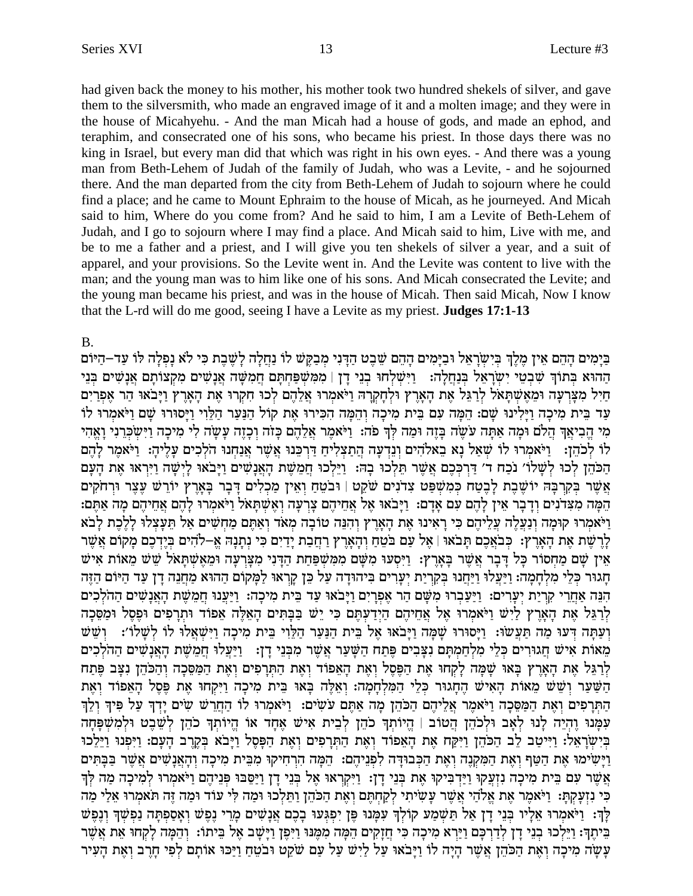had given back the money to his mother, his mother took two hundred shekels of silver, and gave them to the silversmith, who made an engraved image of it and a molten image; and they were in the house of Micahyehu. - And the man Micah had a house of gods, and made an ephod, and teraphim, and consecrated one of his sons, who became his priest. In those days there was no king in Israel, but every man did that which was right in his own eyes. - And there was a young man from Beth-Lehem of Judah of the family of Judah, who was a Levite, - and he sojourned there. And the man departed from the city from Beth-Lehem of Judah to sojourn where he could find a place; and he came to Mount Ephraim to the house of Micah, as he journeyed. And Micah said to him, Where do you come from? And he said to him, I am a Levite of Beth-Lehem of Judah, and I go to sojourn where I may find a place. And Micah said to him, Live with me, and be to me a father and a priest, and I will give you ten shekels of silver a year, and a suit of apparel, and your provisions. So the Levite went in. And the Levite was content to live with the man; and the young man was to him like one of his sons. And Micah consecrated the Levite; and the young man became his priest, and was in the house of Micah. Then said Micah, Now I know that the L-rd will do me good, seeing I have a Levite as my priest. **Judges 17:1-13**

B.

בַּיָּמִים הָהֵם אֵין מֶלֶךְ בְּיִשְׂרָאֵל וּבַיָּמִים הָהֵם שֵׁבֶט הַדָּנִי מְבַקֶּשׁ לוֹ נַחֲלָה לָשֶׁבֶת כִּי לֹא נָפְלָה לּוֹ עַד-הַיּוֹם הַהוּא בְּתוֹךְ שִׁבְטֵי יִשְׂרָאֵל בְּנַחֲלָה: וַיִּשְׁלְחוּ בְנֵי דָן | מִמִּשְׁפַּחְתָּם חֲמִשָּׁה אֲנָשִׁים מִקְצוֹתָם אֲנָשִׁים בְּנֵי חַיִל מִצָּרְעָה וּמֵאֶשְׁתָּאֹל לְרַגֵּל אֶת הָאָרֶץ וּלְחָקְרָהּ וַיֹּאמְרוּ אֲלֵהֶם לְכוּ חִקְרוּ אֶת הָאָרֶץ וַיָּבֹאוּ הַר אֶפְרַיִם עַד בֵּית מִיכָה וַיָּלִינוּ שָׁם: הֵמָּה עִם בֵּית מִיכָה וְהֵמָּה הִכִּירוּ אֶת קוֹל הַנַּעַר הַלֵּוִי וַיָּסוּרוּ שָׁם וַיֹּאמְרוּ לוֹ מִי הֱבִיאֲךָ הֲלֹם וּמָה אַתָּה עֹשֶׂה בָּזֶה וּמַה לְּךָ פֹה: וַיֹּאמֶר אֲלֵהֶם כָּזֹה וְכָזֶה עָשָׂה לִי מִיכָה וַיִּשְׂכְּרֵנִי וָאֱהִי לוֹ לְכֹהֵן: וַיֹּאמְרוּ לוֹ שְׁאַל נָא בֵאלֹהִים וְנֵדְעָה הֲתַצְלִיחַ דַּרְכֵּנוּ אֲשֶׁר אֲנַחְנוּ הֹלְכִים עָלֶיהָ: וַיֹּאמֶר לָהֶם הַכֹּהֵן לְכוּ לְשָׁלוֹם נֹכַח ד' דַּרְכְּכֶם אֲשֶׁר תֵּלְכוּ בָהּ: וַיֵּלְכוּ חֲמֵשֶׁת הָאֲנָשִׁים וַיָּבֹאוּ לָיְשָׁה וַיִּרְאוּ אֶת הָעָם אֲשֶׁר בְּקִרְבָּהּ יוֹשֶׁבֶת לָבֶטַח כְּמִשְׁפַּט צִדֹנִים שֹׁקֵט | וּבֹטֵחַ וְאֵין מַכְלִים דָּבָר בָּאָרֶץ יוֹרֵשׁ עֶצֶר וּרְחֹקִים הֵמָּה מִצִּדֹנִים וְדָבָר אֵין לָהֶם עִם אָדָם: וַיָּבֹאוּ אֶל אֲחֵיהֶם צָרְעָה וְאֶשְׁתָּאֹל וַיֹּאמְרוּ לָהֶם אֲחֵיהֶם מָה אַתֶּם: וַיֹּאמְרוּ קוּמָה וְנַעֲלֶה עֲלֵיהֶם כִּי רָאִינוּ אֶת הָאָרֶץ וְהִנֵּה טוֹבָה מְאֹד וְאַתֶּם מַחְשִׁים אַל תֵּעָצְלוּ לָלֶכֶת לָבֹא לָרֶשֶׁת אֶת הָאָרֶץ: כְּבֹאֲכֶם תָּבֹאוּ | אֶל עַם בֹּטֵחַ וְהָאָרֶץ רַחֲבַת יָדַיִם כִּי נְתָנָהּ אֱ–לֹהִים בְּיֶדְכֶם מָקוֹם אֲשֶׁר אֵין שָׁם מַחְסוֹר כָּל דָּבָר אֲשֶׁר בָּאָרֶץ: וַיִּסְעוּ מִשָּׁם מִמִּשְׁפַּחַת הַדָּנִי מִצָּרְעָה וּמֵאֶשְׁתָּאֹל שֵׁשׁ מֵאוֹת אִישׁ חָגוּר כְּלֵי מִלְחָמָה: וַיַּעֲלוּ וַיַּחֲנוּ בְּקִרְיַת יְעָרִים בִּיהוּדָה עַל כֵּן קָרְאוּ לַמָּקוֹם הַהוּא מַחֲנֵה דָן עַד הַיּוֹם הַזֶּה הִנֵּה אַחֲרֵי קִרְיַת יְעָרִים: וַיַּעַבְרוּ מִשָּׁם הַר אֶפְרָיִם וַיָּבֹאוּ עַד בֵּית מִיכָה: וַיַּעֲנוּ חֲמֵשֶׁת הָאֲנָשִׁים הַהֹלְכִים לְרַגֵּל אֶת הָאָרֶץ לַיִשׁ וַיֹּאמְרוּ אֶל אֲחֵיהֶם הַיְדַעְתֶּם כִּי יֵשׁ בַּבָּתִּים הָאֵלֶּה אֵפוֹד וּתְרָפִים וּפֶסֶל וּמַסֵּכָה וְעַתָּה דְּעוּ מַה תַּעֲשׂוּ: וַיָּסוּרוּ שָׁמָּה וַיָּבֹאוּ אֶל בֵּית הַנַּעַר הַלֵּוִי בֵּית מִיכָה וַיִּשְׁאֲלוּ לוֹ לְשָׁלוֹם: וְשֵׁשׁ מֵאוֹת אִישׁ חֲגוּרִים כְּלֵי מִלְחַמְתָּם נִצָּבִים פֶּתַח הַשָּׁעַר אֲשֶׁר מִבְּנֵי דָן: וַיַּעֲלוּ חֲמֵשֶׁת הָאֲנָשִׁים הַהֹלְכִים לְרַגֵּל אֶת הָאָרֶץ בָּאוּ שָׁמָּה לָקְחוּ אֶת הַפֶּסֶל וְאֶת הָאֵפוֹד וְאֶת הַתְּרָפִים וְאֶת הַמַּסֵּכָה וְהַכֹּהֵן נִצָּב פֶּתַח הַשַּׁעַר וְשֵׁשׁ מֵאוֹת הָאִישׁ הֶחָגוּר כְּלֵי הַמִּלְחָמָה: וְאֵלֶּה בָּאוּ בֵּית מִיכָה וַיִּקְחוּ אֶת פֶּסֶל הָאֵפוֹד וְאֶת הַתְּרָפִים וְאֶת הַמַּסֵּכָה וַיֹּאמֶר אֲלֵיהֶם הַכֹּהֵן מָה אַתֶּם עֹשִׂים: וַיֹּאמְרוּ לוֹ הַחֲרֵשׁ שִׂים יָדְךָ עַל פִּיךָ וְלֵךְ עִמָּנוּ וֶהְיֵה לָנוּ לְאָב וּלְכֹהֵן הֲטוֹב | הֱיוֹתְךָ כֹהֵן לְבֵית אִישׁ אֶחָד אוֹ הֱיוֹתְךָ כֹהֵן לְשֵׁבֶט וּלְמִשְׁפָּחָה בְּיִשְׂרָאֵל: וַיִּיטַב לֵב הַכֹּהֵן וַיִּקַּח אֶת הָאֵפוֹד וְאֶת הַתְּרָפִים וְאֶת הַפָּסֶל וַיָּבֹא בְּקֶרֶב הָעָם: וַיִּפְנוּ וַיֵּלֵכוּ וַיָּשִׂימוּ אֶת הַטַּף וְאֶת הַמִּקְנֶה וְאֶת הַכְּבוּדָּה לִפְנֵיהֶם: הֵמָּה הִרְחִיקוּ מִבֵּית מִיכָה וְהָאֲנָשִׁים אֲשֶׁר בַּבָּתִּים אֲשֶׁר עִם בֵּית מִיכָה נִזְעֲקוּ וַיַּדְבִּיקוּ אֶת בְּנֵי דָן: וַיִּקְרְאוּ אֶל בְּנֵי דָן וַיַּסֵּבּוּ פְּנֵיהֶם וַיֹּאמְרוּ לְמִיכָה מַה לְּךָ כִּי נִזְעָקְתָּ: וַיֹּאמֶר אֶת אֱלֹהַי אֲשֶׁר עָשִׂיתִי לְקַחְתֶּם וְאֶת הַכֹּהֵן וַתֵּלְכוּ וּמַה לִּי עוֹד וּמַה זֶּה תֹּאמְרוּ אֵלַי מַה לָּךְ: וַיֹּאמְרוּ אֵלָיו בְּנֵי דָן אַל תַּשְׁמַע קוֹלְךָ עִמָּנוּ פֶּן יִפְגְּעוּ בָכֶם אֲנָשִׁים מָרֵי נֶפֶשׁ וְאָסַפְתָּה נַפְשְׁךָ וְנֶפֶשׁ בֵּיתֶךָ: וַיֵּלְכוּ בְנֵי דָן לְדַרְכָּם וַיַּרְא מִיכָה כִּי חֲזָקִים הֵמָּה מִמֶּנּוּ וַיִּפֶן וַיָּשָׁב אֶל בֵּיתוֹ: וְהֵמָּה לָקְחוּ אֵת אֲשֶׁר עָשָׂה מִיכָה וְאֶת הַכֹּהֵן אֲשֶׁר הָיָה לוֹ וַיָּבֹאוּ עַל לַיִשׁ עַל עַם שֹׁקֵט וּבֹטֵחַ וַיַּכּוּ אוֹתָם לְפִי חָרֶב וְאֶת הָעִיר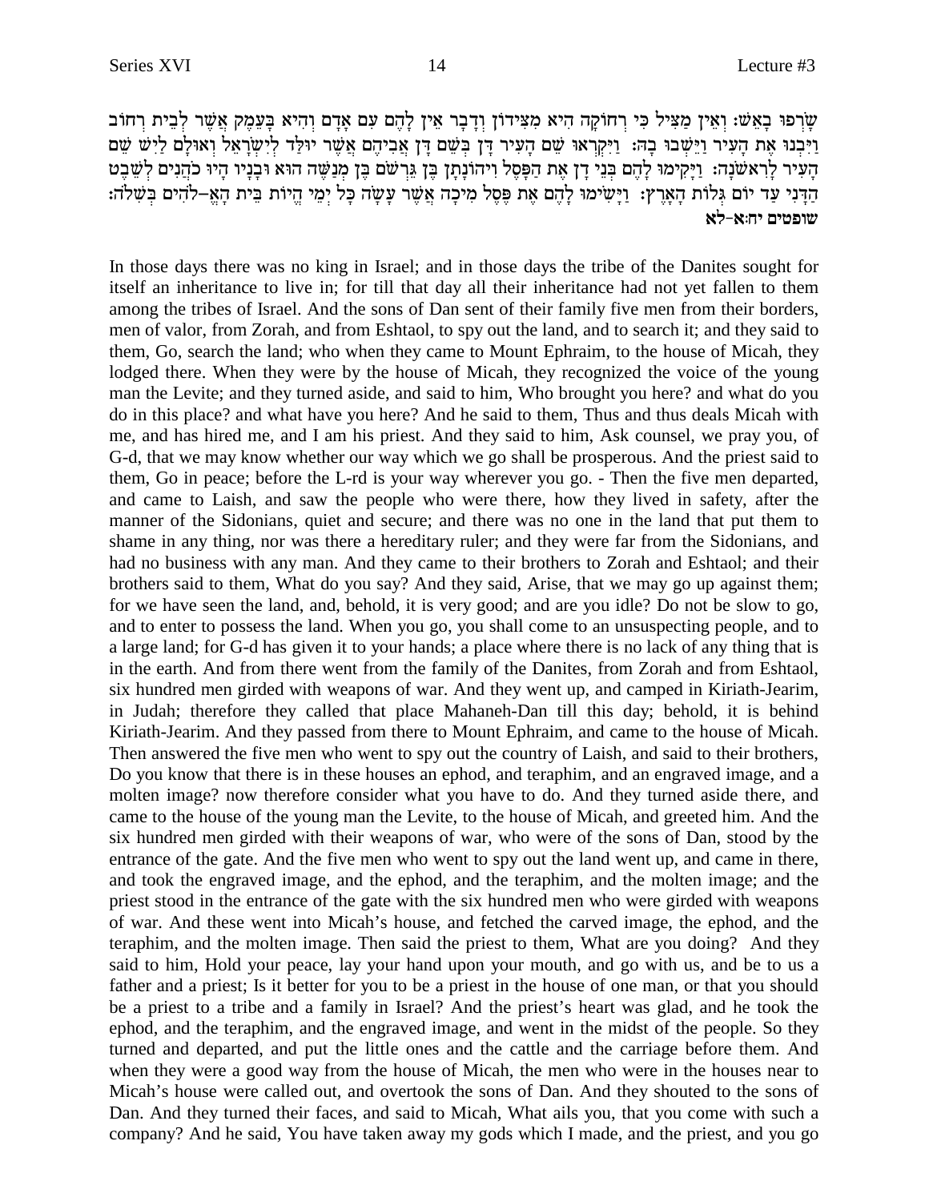שְׂרָפוּ בָאֵשׁ: וְאֵין מַצִּיל כִּי רְחוֹקָה הִיא מִצִּידוֹן וְדָבָר אֵין לָהֶם עִם אָדָם וְהִיא בָּעֵמֶק אֲשֶׁר לְבֵית רְחוֹב וַיִּבְנוּ אֶת הָעִיר וַיֵּשְׁבוּ בָהּ: וַיִּקְרְאוּ שֵׁם הָעִיר דָּן בְּשֵׁם דָּן אֲבִיהֶם אֲשֶׁר יוּלַּד לְיִשְׂרָאֵל וְאוּלָם לַיִשׁ שֵׁם הָעִיר לָרִאשֹׁנָה: וַיָּקִימוּ לָהֶם בְּנֵי דָן אֶת הַפָּסֶל וִיהוֹנָתָן בֶּן גֵּרְשֹׁם בֶּן מְנַשֶּׁה הוּא וּבָנָיו הָיוּ כֹהֲנִים לְשֵׁבֶט הַדָּנִי עַד יוֹם גְּלוֹת הָאָרֶץ: וַיָּשִׂימוּ לָהֶם אֶת פֶּסֶל מִיכָה אֲשֶׁר עָשָׂה כָּל יְמֵי הֱיוֹת בֵּית הָאֱ–לֹהִים בְּשִׁלֹה:
**שופטים יח:א-לא**

In those days there was no king in Israel; and in those days the tribe of the Danites sought for itself an inheritance to live in; for till that day all their inheritance had not yet fallen to them among the tribes of Israel. And the sons of Dan sent of their family five men from their borders, men of valor, from Zorah, and from Eshtaol, to spy out the land, and to search it; and they said to them, Go, search the land; who when they came to Mount Ephraim, to the house of Micah, they lodged there. When they were by the house of Micah, they recognized the voice of the young man the Levite; and they turned aside, and said to him, Who brought you here? and what do you do in this place? and what have you here? And he said to them, Thus and thus deals Micah with me, and has hired me, and I am his priest. And they said to him, Ask counsel, we pray you, of G-d, that we may know whether our way which we go shall be prosperous. And the priest said to them, Go in peace; before the L-rd is your way wherever you go. - Then the five men departed, and came to Laish, and saw the people who were there, how they lived in safety, after the manner of the Sidonians, quiet and secure; and there was no one in the land that put them to shame in any thing, nor was there a hereditary ruler; and they were far from the Sidonians, and had no business with any man. And they came to their brothers to Zorah and Eshtaol; and their brothers said to them, What do you say? And they said, Arise, that we may go up against them; for we have seen the land, and, behold, it is very good; and are you idle? Do not be slow to go, and to enter to possess the land. When you go, you shall come to an unsuspecting people, and to a large land; for G-d has given it to your hands; a place where there is no lack of any thing that is in the earth. And from there went from the family of the Danites, from Zorah and from Eshtaol, six hundred men girded with weapons of war. And they went up, and camped in Kiriath-Jearim, in Judah; therefore they called that place Mahaneh-Dan till this day; behold, it is behind Kiriath-Jearim. And they passed from there to Mount Ephraim, and came to the house of Micah. Then answered the five men who went to spy out the country of Laish, and said to their brothers, Do you know that there is in these houses an ephod, and teraphim, and an engraved image, and a molten image? now therefore consider what you have to do. And they turned aside there, and came to the house of the young man the Levite, to the house of Micah, and greeted him. And the six hundred men girded with their weapons of war, who were of the sons of Dan, stood by the entrance of the gate. And the five men who went to spy out the land went up, and came in there, and took the engraved image, and the ephod, and the teraphim, and the molten image; and the priest stood in the entrance of the gate with the six hundred men who were girded with weapons of war. And these went into Micah's house, and fetched the carved image, the ephod, and the teraphim, and the molten image. Then said the priest to them, What are you doing? And they said to him, Hold your peace, lay your hand upon your mouth, and go with us, and be to us a father and a priest; Is it better for you to be a priest in the house of one man, or that you should be a priest to a tribe and a family in Israel? And the priest's heart was glad, and he took the ephod, and the teraphim, and the engraved image, and went in the midst of the people. So they turned and departed, and put the little ones and the cattle and the carriage before them. And when they were a good way from the house of Micah, the men who were in the houses near to Micah's house were called out, and overtook the sons of Dan. And they shouted to the sons of Dan. And they turned their faces, and said to Micah, What ails you, that you come with such a company? And he said, You have taken away my gods which I made, and the priest, and you go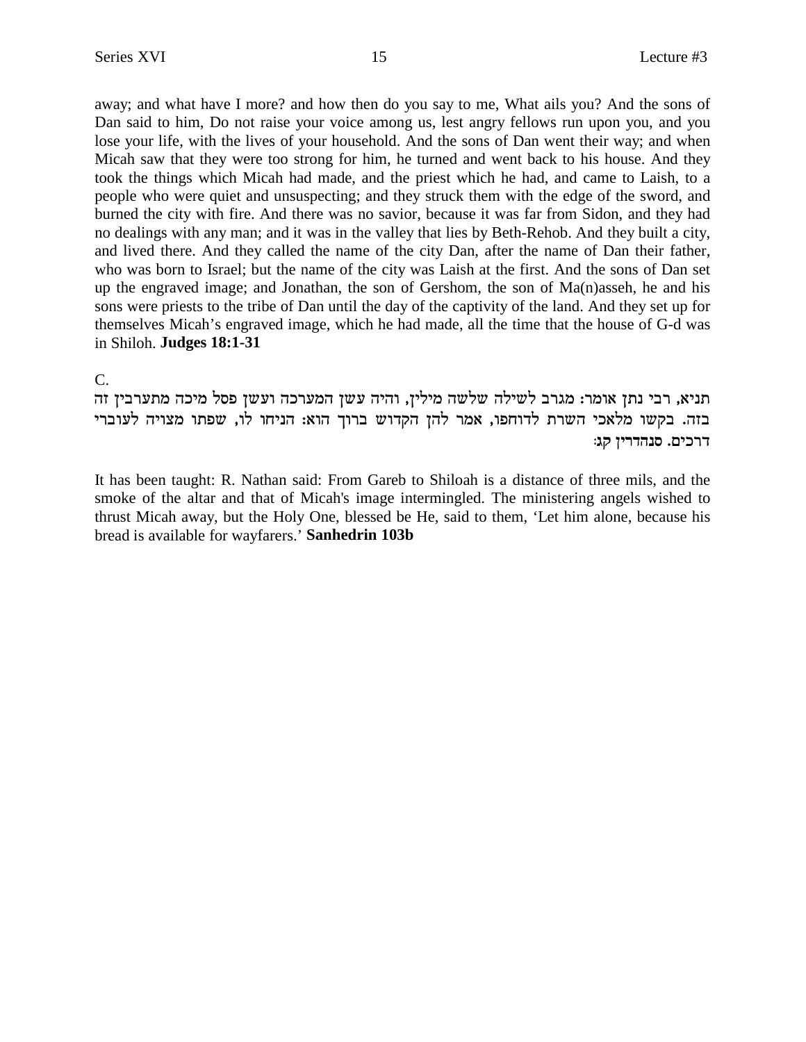away; and what have I more? and how then do you say to me, What ails you? And the sons of Dan said to him, Do not raise your voice among us, lest angry fellows run upon you, and you lose your life, with the lives of your household. And the sons of Dan went their way; and when Micah saw that they were too strong for him, he turned and went back to his house. And they took the things which Micah had made, and the priest which he had, and came to Laish, to a people who were quiet and unsuspecting; and they struck them with the edge of the sword, and burned the city with fire. And there was no savior, because it was far from Sidon, and they had no dealings with any man; and it was in the valley that lies by Beth-Rehob. And they built a city, and lived there. And they called the name of the city Dan, after the name of Dan their father, who was born to Israel; but the name of the city was Laish at the first. And the sons of Dan set up the engraved image; and Jonathan, the son of Gershom, the son of Ma(n)asseh, he and his sons were priests to the tribe of Dan until the day of the captivity of the land. And they set up for themselves Micah's engraved image, which he had made, all the time that the house of G-d was in Shiloh. **Judges 18:1-31**

C.

תניא, רבי נתן אומר: מגרב לשילה שלשה מילין, והיה עשן המערכה ועשן פסל מיכה מתערבין זה בזה. בקשו מלאכי השרת לדוחפו, אמר להן הקדוש ברוך הוא: הניחו לו, שפתו מצויה לעוברי דרכים. סנהדרין קג:

It has been taught: R. Nathan said: From Gareb to Shiloah is a distance of three mils, and the smoke of the altar and that of Micah's image intermingled. The ministering angels wished to thrust Micah away, but the Holy One, blessed be He, said to them, 'Let him alone, because his bread is available for wayfarers.' **Sanhedrin 103b**